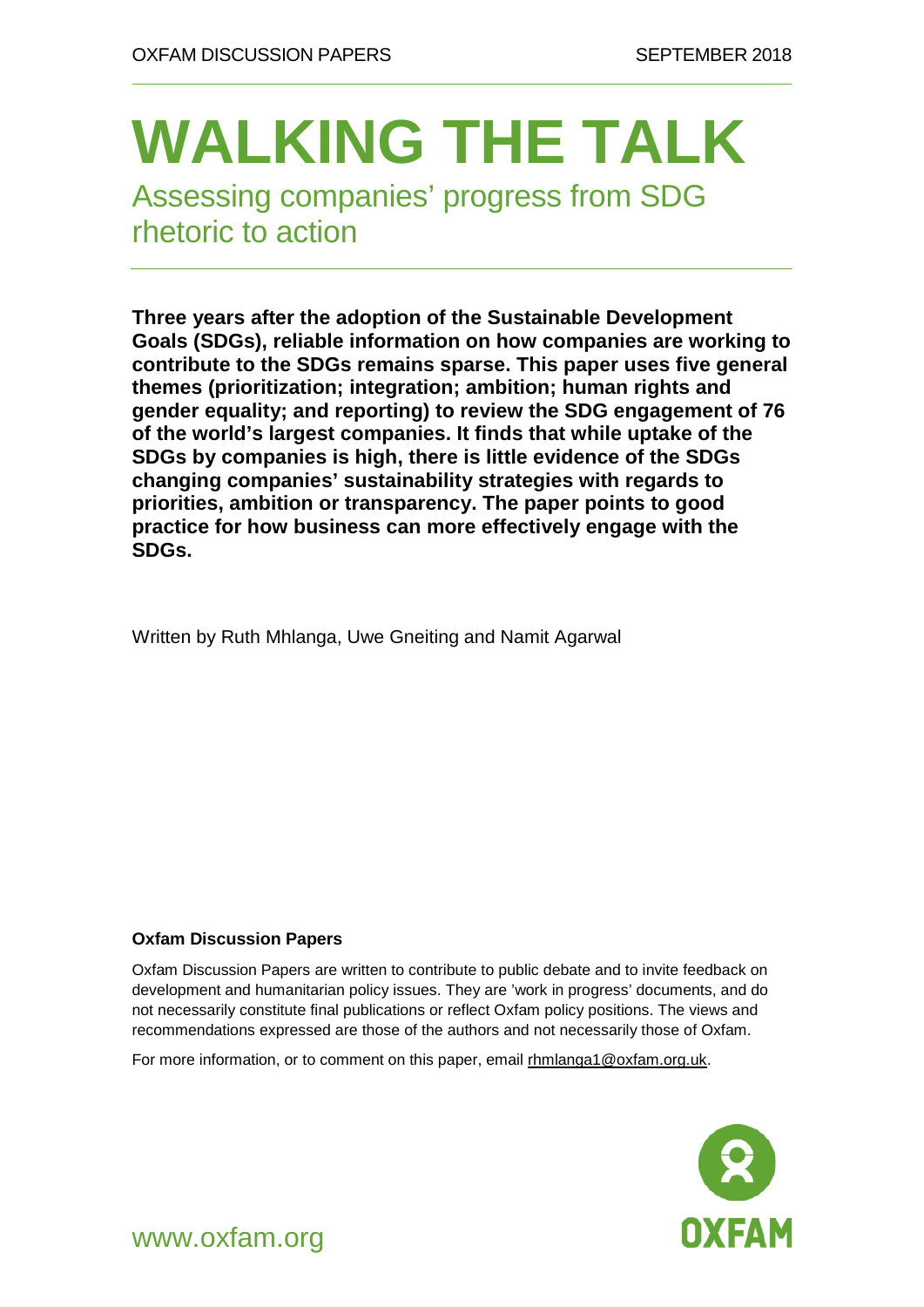OXFAM DISCUSSION PAPERS SEPTEMBER 2018

# WALKING THE TALK

## Assessing companies' progress from SDG rhetoric to action

**Three years after the adoption of the Sustainable Development Goals (SDGs), reliable information on how companies are working to contribute to the SDGs remains sparse. This paper uses five general themes (prioritization; integration; ambition; human rights and gender equality; and reporting) to review the SDG engagement of 76 of the world's largest companies. It finds that while uptake of the SDGs by companies is high, there is little evidence of the SDGs changing companies' sustainability strategies with regards to priorities, ambition or transparency. The paper points to good practice for how business can more effectively engage with the SDGs.**

Written by Ruth Mhlanga, Uwe Gneiting and Namit Agarwal

**Oxfam Discussion Papers**

Oxfam Discussion Papers are written to contribute to public debate and to invite feedback on development and humanitarian policy issues. They are 'work in progress' documents, and do not necessarily constitute final publications or reflect Oxfam policy positions. The views and recommendations expressed are those of the authors and not necessarily those of Oxfam.

For more information, or to comment on this paper, email rhmlanga1@oxfam.org.uk.

OXFAM

www.oxfam.org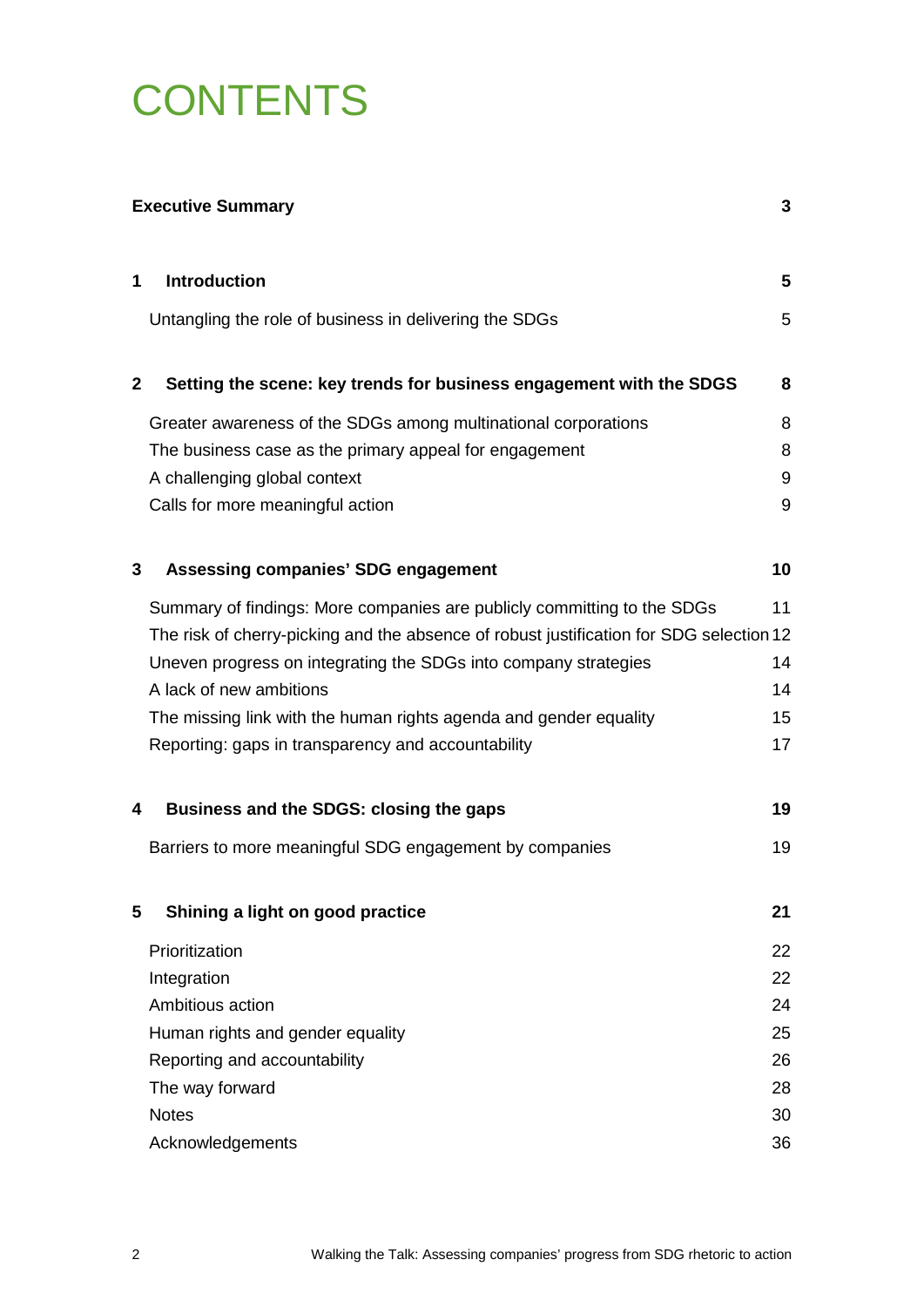# CONTENTS

| | |
|---|---|
| **Executive Summary** | **3** |
| **1 Introduction** | **5** |
| Untangling the role of business in delivering the SDGs | 5 |
| **2 Setting the scene: key trends for business engagement with the SDGS** | **8** |
| Greater awareness of the SDGs among multinational corporations | 8 |
| The business case as the primary appeal for engagement | 8 |
| A challenging global context | 9 |
| Calls for more meaningful action | 9 |
| **3 Assessing companies' SDG engagement** | **10** |
| Summary of findings: More companies are publicly committing to the SDGs | 11 |
| The risk of cherry-picking and the absence of robust justification for SDG selection | 12 |
| Uneven progress on integrating the SDGs into company strategies | 14 |
| A lack of new ambitions | 14 |
| The missing link with the human rights agenda and gender equality | 15 |
| Reporting: gaps in transparency and accountability | 17 |
| **4 Business and the SDGS: closing the gaps** | **19** |
| Barriers to more meaningful SDG engagement by companies | 19 |
| **5 Shining a light on good practice** | **21** |
| Prioritization | 22 |
| Integration | 22 |
| Ambitious action | 24 |
| Human rights and gender equality | 25 |
| Reporting and accountability | 26 |
| The way forward | 28 |
| Notes | 30 |
| Acknowledgements | 36 |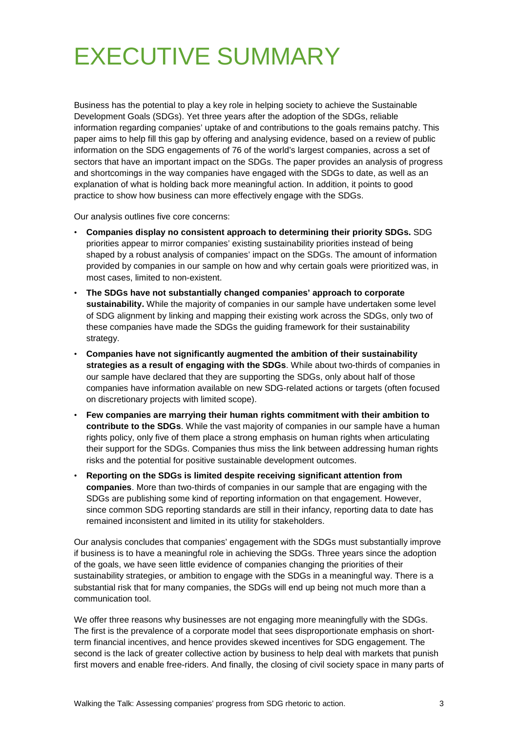# EXECUTIVE SUMMARY

Business has the potential to play a key role in helping society to achieve the Sustainable Development Goals (SDGs). Yet three years after the adoption of the SDGs, reliable information regarding companies' uptake of and contributions to the goals remains patchy. This paper aims to help fill this gap by offering and analysing evidence, based on a review of public information on the SDG engagements of 76 of the world's largest companies, across a set of sectors that have an important impact on the SDGs. The paper provides an analysis of progress and shortcomings in the way companies have engaged with the SDGs to date, as well as an explanation of what is holding back more meaningful action. In addition, it points to good practice to show how business can more effectively engage with the SDGs.

Our analysis outlines five core concerns:

- **Companies display no consistent approach to determining their priority SDGs.** SDG priorities appear to mirror companies' existing sustainability priorities instead of being shaped by a robust analysis of companies' impact on the SDGs. The amount of information provided by companies in our sample on how and why certain goals were prioritized was, in most cases, limited to non-existent.
- **The SDGs have not substantially changed companies' approach to corporate sustainability.** While the majority of companies in our sample have undertaken some level of SDG alignment by linking and mapping their existing work across the SDGs, only two of these companies have made the SDGs the guiding framework for their sustainability strategy.
- **Companies have not significantly augmented the ambition of their sustainability strategies as a result of engaging with the SDGs**. While about two-thirds of companies in our sample have declared that they are supporting the SDGs, only about half of those companies have information available on new SDG-related actions or targets (often focused on discretionary projects with limited scope).
- **Few companies are marrying their human rights commitment with their ambition to contribute to the SDGs**. While the vast majority of companies in our sample have a human rights policy, only five of them place a strong emphasis on human rights when articulating their support for the SDGs. Companies thus miss the link between addressing human rights risks and the potential for positive sustainable development outcomes.
- **Reporting on the SDGs is limited despite receiving significant attention from companies**. More than two-thirds of companies in our sample that are engaging with the SDGs are publishing some kind of reporting information on that engagement. However, since common SDG reporting standards are still in their infancy, reporting data to date has remained inconsistent and limited in its utility for stakeholders.

Our analysis concludes that companies' engagement with the SDGs must substantially improve if business is to have a meaningful role in achieving the SDGs. Three years since the adoption of the goals, we have seen little evidence of companies changing the priorities of their sustainability strategies, or ambition to engage with the SDGs in a meaningful way. There is a substantial risk that for many companies, the SDGs will end up being not much more than a communication tool.

We offer three reasons why businesses are not engaging more meaningfully with the SDGs. The first is the prevalence of a corporate model that sees disproportionate emphasis on short-term financial incentives, and hence provides skewed incentives for SDG engagement. The second is the lack of greater collective action by business to help deal with markets that punish first movers and enable free-riders. And finally, the closing of civil society space in many parts of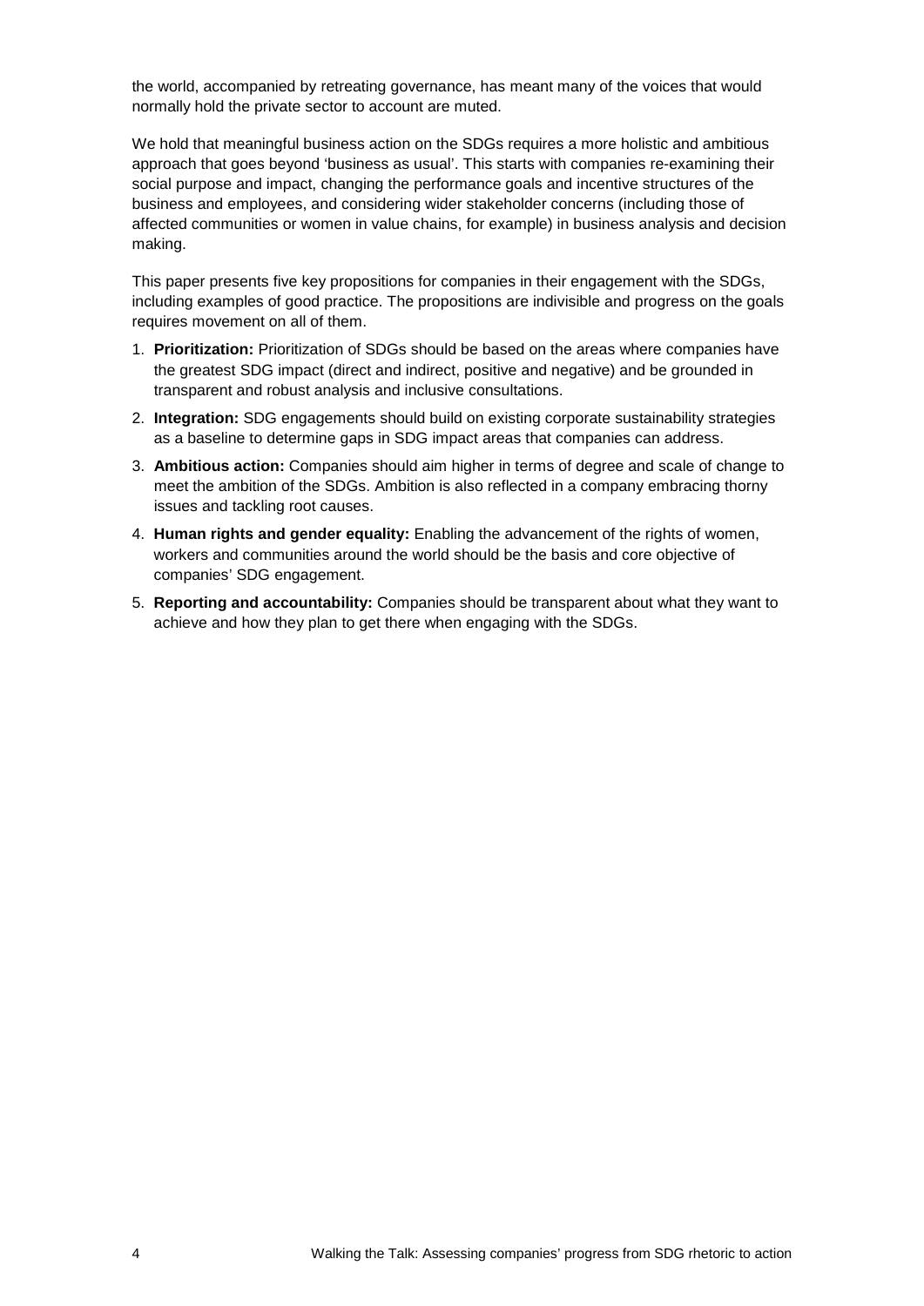the world, accompanied by retreating governance, has meant many of the voices that would normally hold the private sector to account are muted.

We hold that meaningful business action on the SDGs requires a more holistic and ambitious approach that goes beyond 'business as usual'. This starts with companies re-examining their social purpose and impact, changing the performance goals and incentive structures of the business and employees, and considering wider stakeholder concerns (including those of affected communities or women in value chains, for example) in business analysis and decision making.

This paper presents five key propositions for companies in their engagement with the SDGs, including examples of good practice. The propositions are indivisible and progress on the goals requires movement on all of them.

1. **Prioritization:** Prioritization of SDGs should be based on the areas where companies have the greatest SDG impact (direct and indirect, positive and negative) and be grounded in transparent and robust analysis and inclusive consultations.
2. **Integration:** SDG engagements should build on existing corporate sustainability strategies as a baseline to determine gaps in SDG impact areas that companies can address.
3. **Ambitious action:** Companies should aim higher in terms of degree and scale of change to meet the ambition of the SDGs. Ambition is also reflected in a company embracing thorny issues and tackling root causes.
4. **Human rights and gender equality:** Enabling the advancement of the rights of women, workers and communities around the world should be the basis and core objective of companies' SDG engagement.
5. **Reporting and accountability:** Companies should be transparent about what they want to achieve and how they plan to get there when engaging with the SDGs.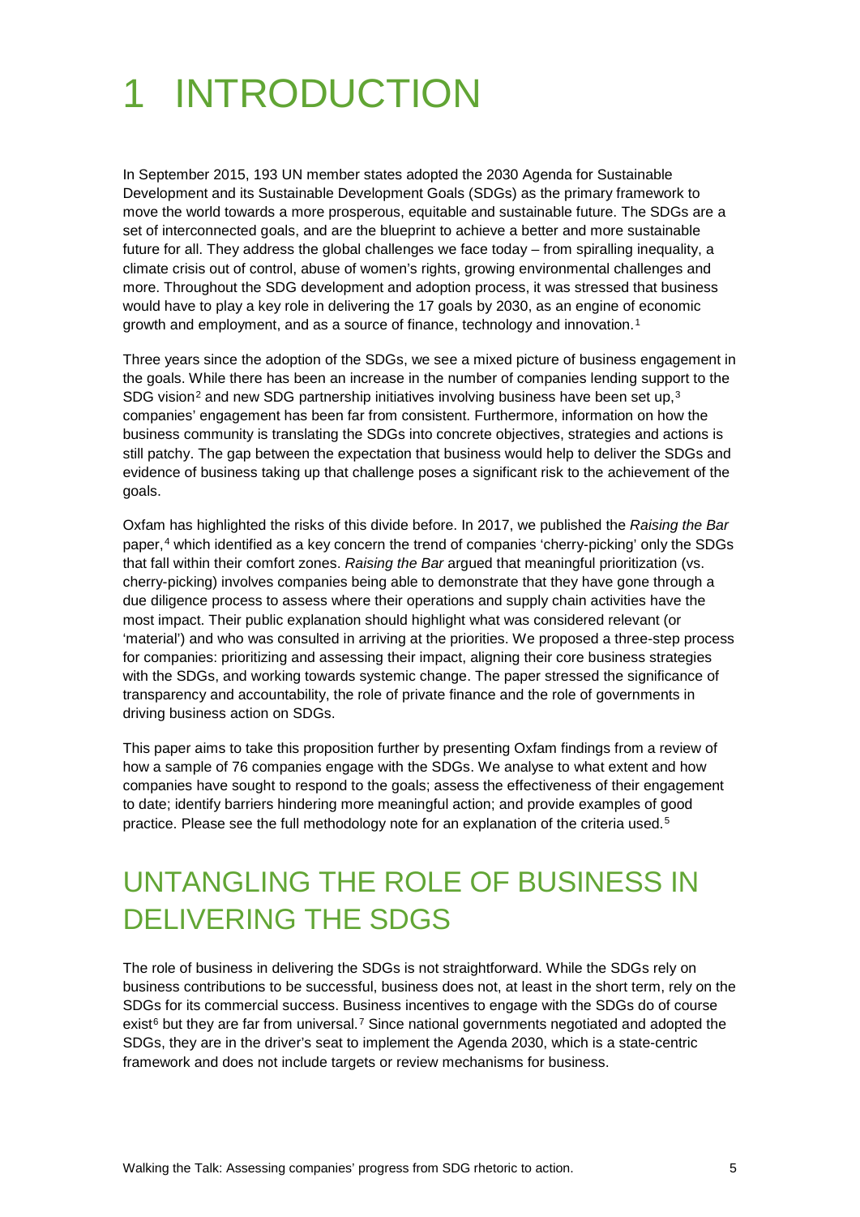# 1 INTRODUCTION

In September 2015, 193 UN member states adopted the 2030 Agenda for Sustainable Development and its Sustainable Development Goals (SDGs) as the primary framework to move the world towards a more prosperous, equitable and sustainable future. The SDGs are a set of interconnected goals, and are the blueprint to achieve a better and more sustainable future for all. They address the global challenges we face today – from spiralling inequality, a climate crisis out of control, abuse of women's rights, growing environmental challenges and more. Throughout the SDG development and adoption process, it was stressed that business would have to play a key role in delivering the 17 goals by 2030, as an engine of economic growth and employment, and as a source of finance, technology and innovation.[1]

Three years since the adoption of the SDGs, we see a mixed picture of business engagement in the goals. While there has been an increase in the number of companies lending support to the SDG vision[2] and new SDG partnership initiatives involving business have been set up,[3] companies' engagement has been far from consistent. Furthermore, information on how the business community is translating the SDGs into concrete objectives, strategies and actions is still patchy. The gap between the expectation that business would help to deliver the SDGs and evidence of business taking up that challenge poses a significant risk to the achievement of the goals.

Oxfam has highlighted the risks of this divide before. In 2017, we published the *Raising the Bar* paper,[4] which identified as a key concern the trend of companies 'cherry-picking' only the SDGs that fall within their comfort zones. *Raising the Bar* argued that meaningful prioritization (vs. cherry-picking) involves companies being able to demonstrate that they have gone through a due diligence process to assess where their operations and supply chain activities have the most impact. Their public explanation should highlight what was considered relevant (or 'material') and who was consulted in arriving at the priorities. We proposed a three-step process for companies: prioritizing and assessing their impact, aligning their core business strategies with the SDGs, and working towards systemic change. The paper stressed the significance of transparency and accountability, the role of private finance and the role of governments in driving business action on SDGs.

This paper aims to take this proposition further by presenting Oxfam findings from a review of how a sample of 76 companies engage with the SDGs. We analyse to what extent and how companies have sought to respond to the goals; assess the effectiveness of their engagement to date; identify barriers hindering more meaningful action; and provide examples of good practice. Please see the full methodology note for an explanation of the criteria used.[5]

## UNTANGLING THE ROLE OF BUSINESS IN DELIVERING THE SDGS

The role of business in delivering the SDGs is not straightforward. While the SDGs rely on business contributions to be successful, business does not, at least in the short term, rely on the SDGs for its commercial success. Business incentives to engage with the SDGs do of course exist[6] but they are far from universal.[7] Since national governments negotiated and adopted the SDGs, they are in the driver's seat to implement the Agenda 2030, which is a state-centric framework and does not include targets or review mechanisms for business.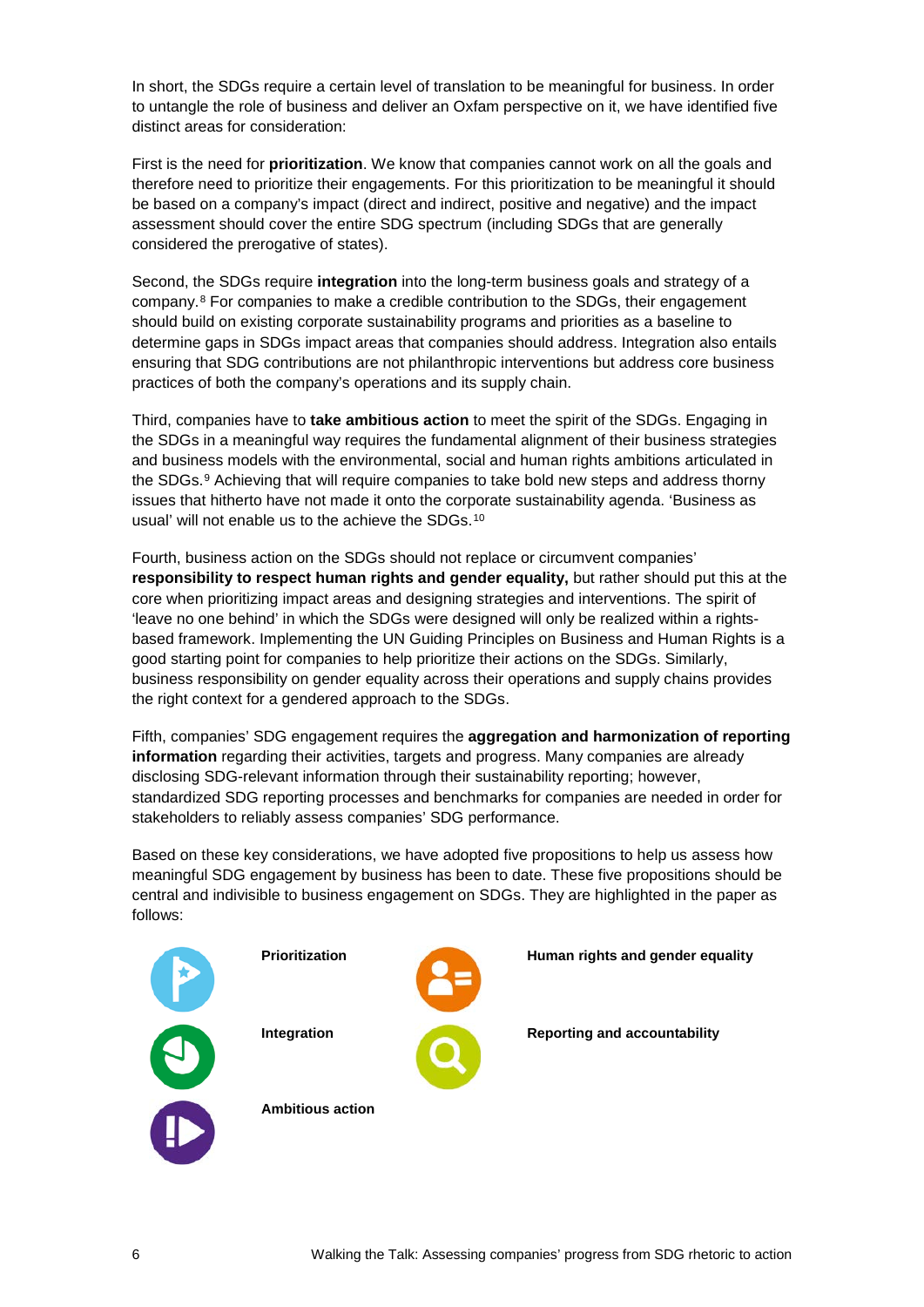In short, the SDGs require a certain level of translation to be meaningful for business. In order to untangle the role of business and deliver an Oxfam perspective on it, we have identified five distinct areas for consideration:

First is the need for **prioritization**. We know that companies cannot work on all the goals and therefore need to prioritize their engagements. For this prioritization to be meaningful it should be based on a company's impact (direct and indirect, positive and negative) and the impact assessment should cover the entire SDG spectrum (including SDGs that are generally considered the prerogative of states).

Second, the SDGs require **integration** into the long-term business goals and strategy of a company.[8] For companies to make a credible contribution to the SDGs, their engagement should build on existing corporate sustainability programs and priorities as a baseline to determine gaps in SDGs impact areas that companies should address. Integration also entails ensuring that SDG contributions are not philanthropic interventions but address core business practices of both the company's operations and its supply chain.

Third, companies have to **take ambitious action** to meet the spirit of the SDGs. Engaging in the SDGs in a meaningful way requires the fundamental alignment of their business strategies and business models with the environmental, social and human rights ambitions articulated in the SDGs.[9] Achieving that will require companies to take bold new steps and address thorny issues that hitherto have not made it onto the corporate sustainability agenda. 'Business as usual' will not enable us to the achieve the SDGs.[10]

Fourth, business action on the SDGs should not replace or circumvent companies' **responsibility to respect human rights and gender equality,** but rather should put this at the core when prioritizing impact areas and designing strategies and interventions. The spirit of 'leave no one behind' in which the SDGs were designed will only be realized within a rights-based framework. Implementing the UN Guiding Principles on Business and Human Rights is a good starting point for companies to help prioritize their actions on the SDGs. Similarly, business responsibility on gender equality across their operations and supply chains provides the right context for a gendered approach to the SDGs.

Fifth, companies' SDG engagement requires the **aggregation and harmonization of reporting information** regarding their activities, targets and progress. Many companies are already disclosing SDG-relevant information through their sustainability reporting; however, standardized SDG reporting processes and benchmarks for companies are needed in order for stakeholders to reliably assess companies' SDG performance.

Based on these key considerations, we have adopted five propositions to help us assess how meaningful SDG engagement by business has been to date. These five propositions should be central and indivisible to business engagement on SDGs. They are highlighted in the paper as follows:

- **Prioritization**
- **Integration**
- **Ambitious action**
- **Human rights and gender equality**
- **Reporting and accountability**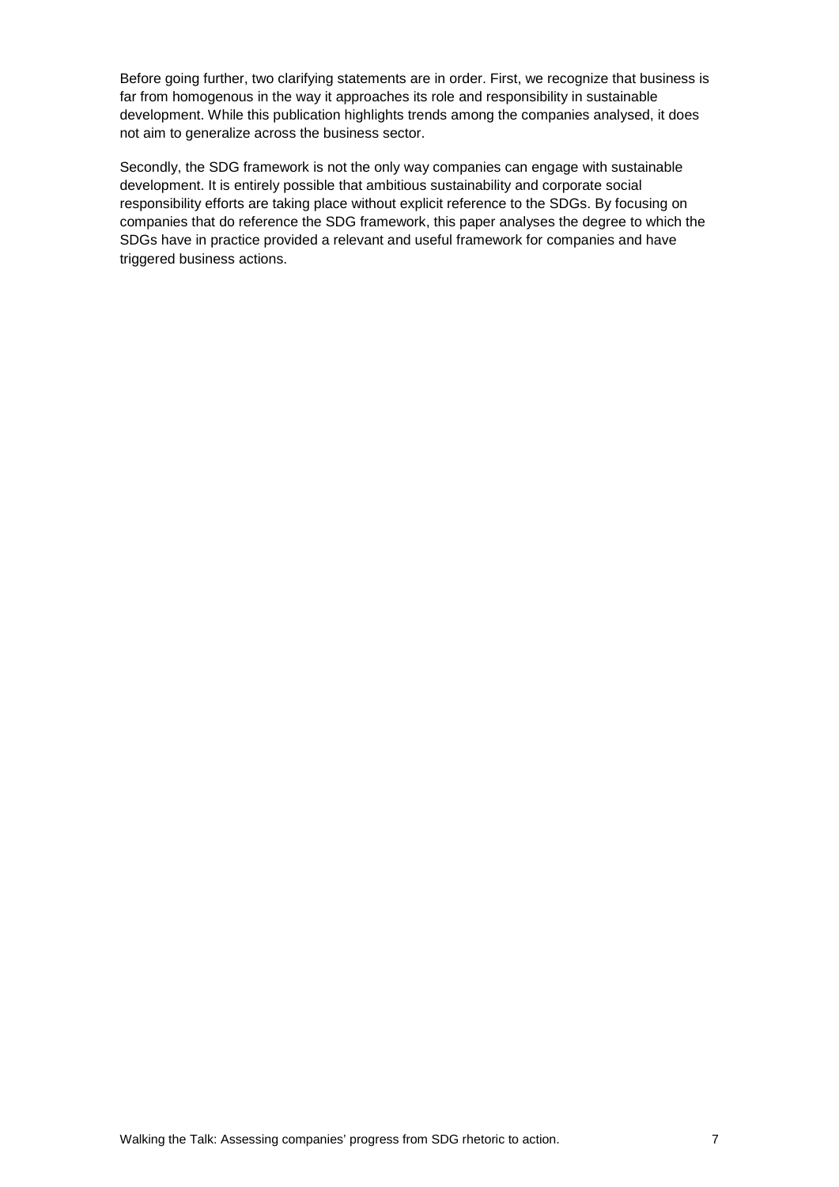Before going further, two clarifying statements are in order. First, we recognize that business is far from homogenous in the way it approaches its role and responsibility in sustainable development. While this publication highlights trends among the companies analysed, it does not aim to generalize across the business sector.

Secondly, the SDG framework is not the only way companies can engage with sustainable development. It is entirely possible that ambitious sustainability and corporate social responsibility efforts are taking place without explicit reference to the SDGs. By focusing on companies that do reference the SDG framework, this paper analyses the degree to which the SDGs have in practice provided a relevant and useful framework for companies and have triggered business actions.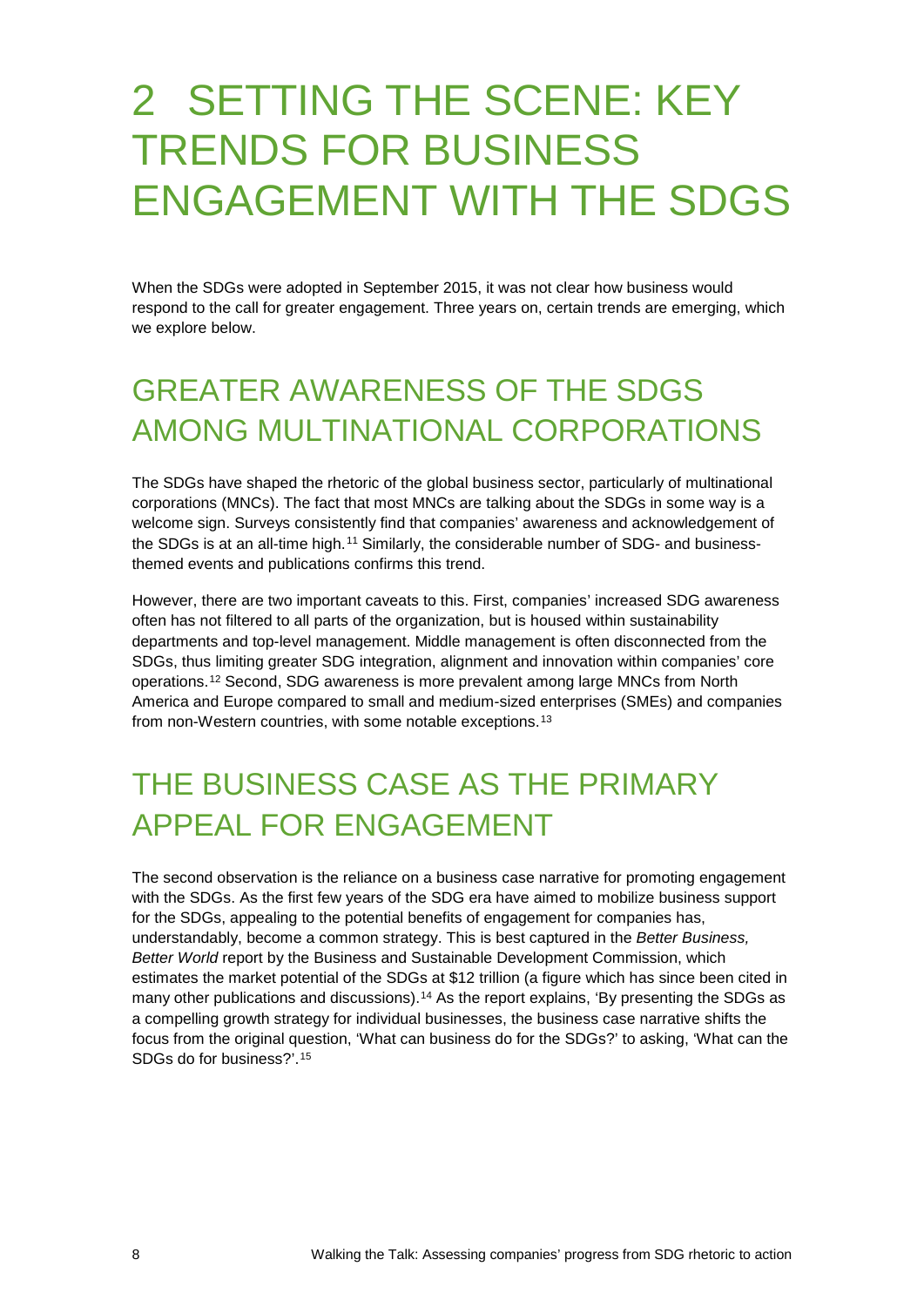# 2 SETTING THE SCENE: KEY TRENDS FOR BUSINESS ENGAGEMENT WITH THE SDGS

When the SDGs were adopted in September 2015, it was not clear how business would respond to the call for greater engagement. Three years on, certain trends are emerging, which we explore below.

## GREATER AWARENESS OF THE SDGS AMONG MULTINATIONAL CORPORATIONS

The SDGs have shaped the rhetoric of the global business sector, particularly of multinational corporations (MNCs). The fact that most MNCs are talking about the SDGs in some way is a welcome sign. Surveys consistently find that companies' awareness and acknowledgement of the SDGs is at an all-time high.[11] Similarly, the considerable number of SDG- and business-themed events and publications confirms this trend.

However, there are two important caveats to this. First, companies' increased SDG awareness often has not filtered to all parts of the organization, but is housed within sustainability departments and top-level management. Middle management is often disconnected from the SDGs, thus limiting greater SDG integration, alignment and innovation within companies' core operations.[12] Second, SDG awareness is more prevalent among large MNCs from North America and Europe compared to small and medium-sized enterprises (SMEs) and companies from non-Western countries, with some notable exceptions.[13]

## THE BUSINESS CASE AS THE PRIMARY APPEAL FOR ENGAGEMENT

The second observation is the reliance on a business case narrative for promoting engagement with the SDGs. As the first few years of the SDG era have aimed to mobilize business support for the SDGs, appealing to the potential benefits of engagement for companies has, understandably, become a common strategy. This is best captured in the *Better Business, Better World* report by the Business and Sustainable Development Commission, which estimates the market potential of the SDGs at $12 trillion (a figure which has since been cited in many other publications and discussions).[14] As the report explains, 'By presenting the SDGs as a compelling growth strategy for individual businesses, the business case narrative shifts the focus from the original question, 'What can business do for the SDGs?' to asking, 'What can the SDGs do for business?'.[15]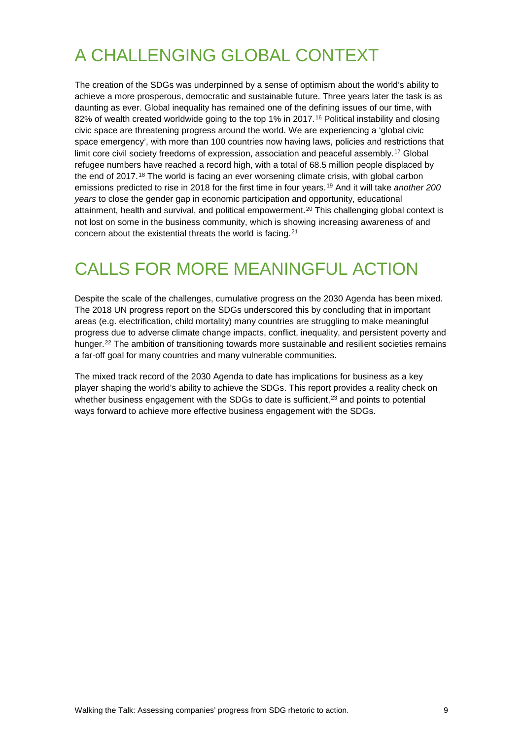# A CHALLENGING GLOBAL CONTEXT

The creation of the SDGs was underpinned by a sense of optimism about the world's ability to achieve a more prosperous, democratic and sustainable future. Three years later the task is as daunting as ever. Global inequality has remained one of the defining issues of our time, with 82% of wealth created worldwide going to the top 1% in 2017.[16] Political instability and closing civic space are threatening progress around the world. We are experiencing a 'global civic space emergency', with more than 100 countries now having laws, policies and restrictions that limit core civil society freedoms of expression, association and peaceful assembly.[17] Global refugee numbers have reached a record high, with a total of 68.5 million people displaced by the end of 2017.[18] The world is facing an ever worsening climate crisis, with global carbon emissions predicted to rise in 2018 for the first time in four years.[19] And it will take *another 200 years* to close the gender gap in economic participation and opportunity, educational attainment, health and survival, and political empowerment.[20] This challenging global context is not lost on some in the business community, which is showing increasing awareness of and concern about the existential threats the world is facing.[21]

# CALLS FOR MORE MEANINGFUL ACTION

Despite the scale of the challenges, cumulative progress on the 2030 Agenda has been mixed. The 2018 UN progress report on the SDGs underscored this by concluding that in important areas (e.g. electrification, child mortality) many countries are struggling to make meaningful progress due to adverse climate change impacts, conflict, inequality, and persistent poverty and hunger.[22] The ambition of transitioning towards more sustainable and resilient societies remains a far-off goal for many countries and many vulnerable communities.

The mixed track record of the 2030 Agenda to date has implications for business as a key player shaping the world's ability to achieve the SDGs. This report provides a reality check on whether business engagement with the SDGs to date is sufficient,[23] and points to potential ways forward to achieve more effective business engagement with the SDGs.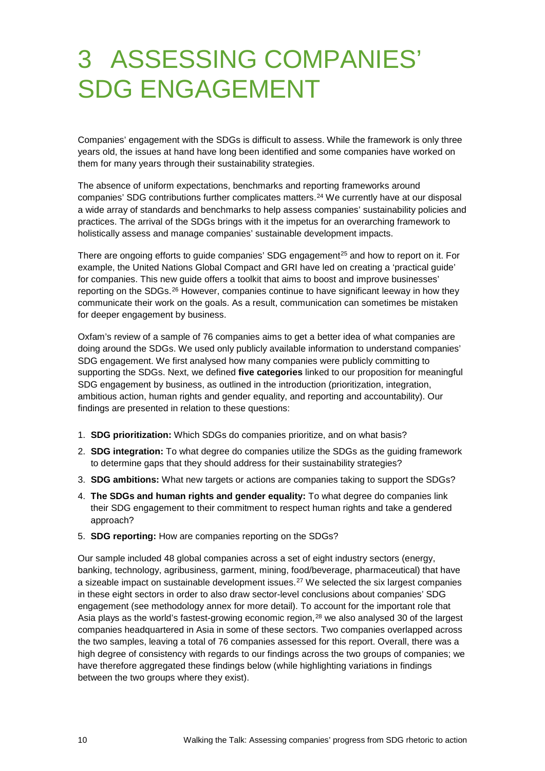# 3 ASSESSING COMPANIES' SDG ENGAGEMENT

Companies' engagement with the SDGs is difficult to assess. While the framework is only three years old, the issues at hand have long been identified and some companies have worked on them for many years through their sustainability strategies.

The absence of uniform expectations, benchmarks and reporting frameworks around companies' SDG contributions further complicates matters.[24] We currently have at our disposal a wide array of standards and benchmarks to help assess companies' sustainability policies and practices. The arrival of the SDGs brings with it the impetus for an overarching framework to holistically assess and manage companies' sustainable development impacts.

There are ongoing efforts to guide companies' SDG engagement[25] and how to report on it. For example, the United Nations Global Compact and GRI have led on creating a 'practical guide' for companies. This new guide offers a toolkit that aims to boost and improve businesses' reporting on the SDGs.[26] However, companies continue to have significant leeway in how they communicate their work on the goals. As a result, communication can sometimes be mistaken for deeper engagement by business.

Oxfam's review of a sample of 76 companies aims to get a better idea of what companies are doing around the SDGs. We used only publicly available information to understand companies' SDG engagement. We first analysed how many companies were publicly committing to supporting the SDGs. Next, we defined **five categories** linked to our proposition for meaningful SDG engagement by business, as outlined in the introduction (prioritization, integration, ambitious action, human rights and gender equality, and reporting and accountability). Our findings are presented in relation to these questions:

1. **SDG prioritization:** Which SDGs do companies prioritize, and on what basis?
2. **SDG integration:** To what degree do companies utilize the SDGs as the guiding framework to determine gaps that they should address for their sustainability strategies?
3. **SDG ambitions:** What new targets or actions are companies taking to support the SDGs?
4. **The SDGs and human rights and gender equality:** To what degree do companies link their SDG engagement to their commitment to respect human rights and take a gendered approach?
5. **SDG reporting:** How are companies reporting on the SDGs?

Our sample included 48 global companies across a set of eight industry sectors (energy, banking, technology, agribusiness, garment, mining, food/beverage, pharmaceutical) that have a sizeable impact on sustainable development issues.[27] We selected the six largest companies in these eight sectors in order to also draw sector-level conclusions about companies' SDG engagement (see methodology annex for more detail). To account for the important role that Asia plays as the world's fastest-growing economic region,[28] we also analysed 30 of the largest companies headquartered in Asia in some of these sectors. Two companies overlapped across the two samples, leaving a total of 76 companies assessed for this report. Overall, there was a high degree of consistency with regards to our findings across the two groups of companies; we have therefore aggregated these findings below (while highlighting variations in findings between the two groups where they exist).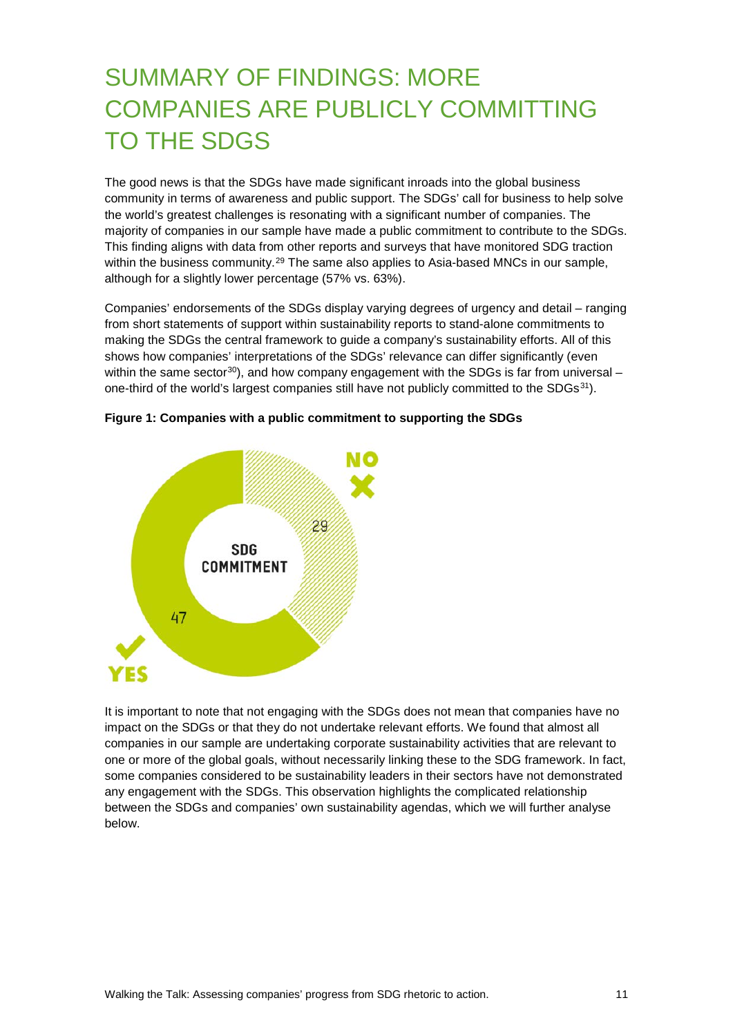# SUMMARY OF FINDINGS: MORE COMPANIES ARE PUBLICLY COMMITTING TO THE SDGS

The good news is that the SDGs have made significant inroads into the global business community in terms of awareness and public support. The SDGs' call for business to help solve the world's greatest challenges is resonating with a significant number of companies. The majority of companies in our sample have made a public commitment to contribute to the SDGs. This finding aligns with data from other reports and surveys that have monitored SDG traction within the business community.[29] The same also applies to Asia-based MNCs in our sample, although for a slightly lower percentage (57% vs. 63%).

Companies' endorsements of the SDGs display varying degrees of urgency and detail – ranging from short statements of support within sustainability reports to stand-alone commitments to making the SDGs the central framework to guide a company's sustainability efforts. All of this shows how companies' interpretations of the SDGs' relevance can differ significantly (even within the same sector[30]), and how company engagement with the SDGs is far from universal – one-third of the world's largest companies still have not publicly committed to the SDGs[31]).

**Figure 1: Companies with a public commitment to supporting the SDGs**

SDG COMMITMENT

NO: 29

YES: 47

It is important to note that not engaging with the SDGs does not mean that companies have no impact on the SDGs or that they do not undertake relevant efforts. We found that almost all companies in our sample are undertaking corporate sustainability activities that are relevant to one or more of the global goals, without necessarily linking these to the SDG framework. In fact, some companies considered to be sustainability leaders in their sectors have not demonstrated any engagement with the SDGs. This observation highlights the complicated relationship between the SDGs and companies' own sustainability agendas, which we will further analyse below.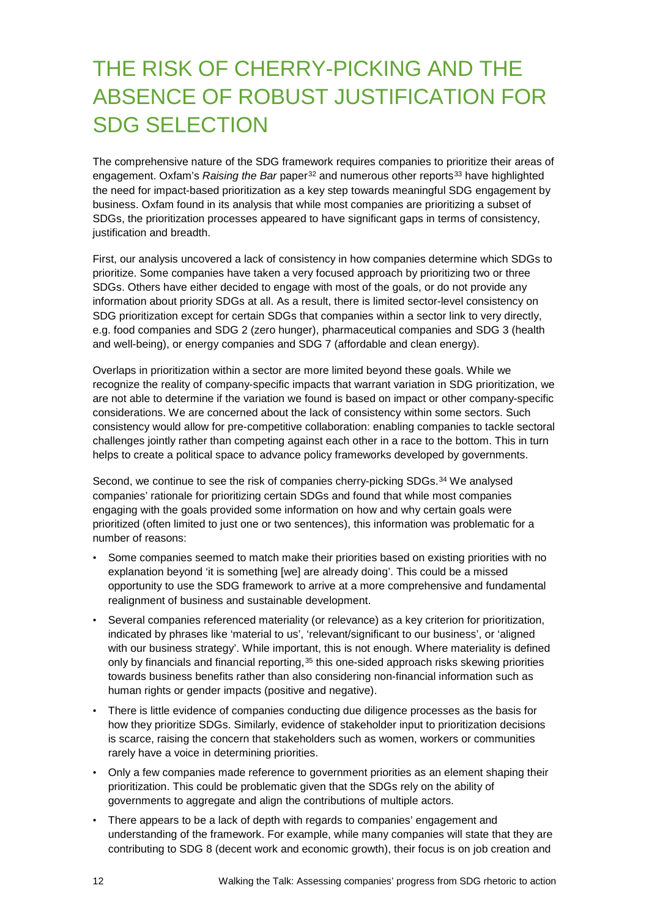# THE RISK OF CHERRY-PICKING AND THE ABSENCE OF ROBUST JUSTIFICATION FOR SDG SELECTION

The comprehensive nature of the SDG framework requires companies to prioritize their areas of engagement. Oxfam's *Raising the Bar* paper[32] and numerous other reports[33] have highlighted the need for impact-based prioritization as a key step towards meaningful SDG engagement by business. Oxfam found in its analysis that while most companies are prioritizing a subset of SDGs, the prioritization processes appeared to have significant gaps in terms of consistency, justification and breadth.

First, our analysis uncovered a lack of consistency in how companies determine which SDGs to prioritize. Some companies have taken a very focused approach by prioritizing two or three SDGs. Others have either decided to engage with most of the goals, or do not provide any information about priority SDGs at all. As a result, there is limited sector-level consistency on SDG prioritization except for certain SDGs that companies within a sector link to very directly, e.g. food companies and SDG 2 (zero hunger), pharmaceutical companies and SDG 3 (health and well-being), or energy companies and SDG 7 (affordable and clean energy).

Overlaps in prioritization within a sector are more limited beyond these goals. While we recognize the reality of company-specific impacts that warrant variation in SDG prioritization, we are not able to determine if the variation we found is based on impact or other company-specific considerations. We are concerned about the lack of consistency within some sectors. Such consistency would allow for pre-competitive collaboration: enabling companies to tackle sectoral challenges jointly rather than competing against each other in a race to the bottom. This in turn helps to create a political space to advance policy frameworks developed by governments.

Second, we continue to see the risk of companies cherry-picking SDGs.[34] We analysed companies' rationale for prioritizing certain SDGs and found that while most companies engaging with the goals provided some information on how and why certain goals were prioritized (often limited to just one or two sentences), this information was problematic for a number of reasons:

- Some companies seemed to match make their priorities based on existing priorities with no explanation beyond 'it is something [we] are already doing'. This could be a missed opportunity to use the SDG framework to arrive at a more comprehensive and fundamental realignment of business and sustainable development.
- Several companies referenced materiality (or relevance) as a key criterion for prioritization, indicated by phrases like 'material to us', 'relevant/significant to our business', or 'aligned with our business strategy'. While important, this is not enough. Where materiality is defined only by financials and financial reporting,[35] this one-sided approach risks skewing priorities towards business benefits rather than also considering non-financial information such as human rights or gender impacts (positive and negative).
- There is little evidence of companies conducting due diligence processes as the basis for how they prioritize SDGs. Similarly, evidence of stakeholder input to prioritization decisions is scarce, raising the concern that stakeholders such as women, workers or communities rarely have a voice in determining priorities.
- Only a few companies made reference to government priorities as an element shaping their prioritization. This could be problematic given that the SDGs rely on the ability of governments to aggregate and align the contributions of multiple actors.
- There appears to be a lack of depth with regards to companies' engagement and understanding of the framework. For example, while many companies will state that they are contributing to SDG 8 (decent work and economic growth), their focus is on job creation and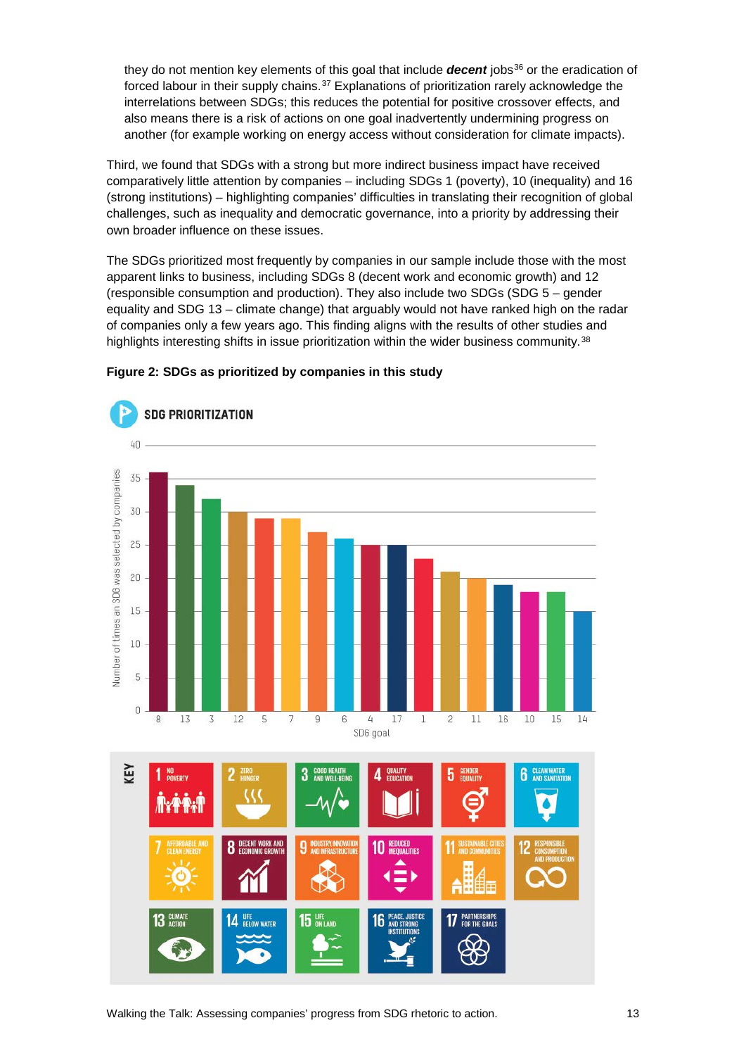they do not mention key elements of this goal that include ***decent*** jobs[36] or the eradication of forced labour in their supply chains.[37] Explanations of prioritization rarely acknowledge the interrelations between SDGs; this reduces the potential for positive crossover effects, and also means there is a risk of actions on one goal inadvertently undermining progress on another (for example working on energy access without consideration for climate impacts).

Third, we found that SDGs with a strong but more indirect business impact have received comparatively little attention by companies – including SDGs 1 (poverty), 10 (inequality) and 16 (strong institutions) – highlighting companies' difficulties in translating their recognition of global challenges, such as inequality and democratic governance, into a priority by addressing their own broader influence on these issues.

The SDGs prioritized most frequently by companies in our sample include those with the most apparent links to business, including SDGs 8 (decent work and economic growth) and 12 (responsible consumption and production). They also include two SDGs (SDG 5 – gender equality and SDG 13 – climate change) that arguably would not have ranked high on the radar of companies only a few years ago. This finding aligns with the results of other studies and highlights interesting shifts in issue prioritization within the wider business community.[38]

**Figure 2: SDGs as prioritized by companies in this study**

SDG PRIORITIZATION

| SDG goal | 8 | 13 | 3 | 12 | 5 | 7 | 9 | 6 | 4 | 17 | 1 | 2 | 11 | 16 | 10 | 15 | 14 |
|---|---|---|---|---|---|---|---|---|---|---|---|---|---|---|---|---|---|
| Number of times an SDG was selected by companies | 36 | 34 | 32 | 30 | 29 | 29 | 27 | 26 | 25 | 25 | 23 | 21 | 20 | 19 | 18 | 18 | 15 |

KEY

1 No poverty; 2 Zero hunger; 3 Good health and well-being; 4 Quality education; 5 Gender equality; 6 Clean water and sanitation; 7 Affordable and clean energy; 8 Decent work and economic growth; 9 Industry, innovation and infrastructure; 10 Reduced inequalities; 11 Sustainable cities and communities; 12 Responsible consumption and production; 13 Climate action; 14 Life below water; 15 Life on land; 16 Peace, justice and strong institutions; 17 Partnerships for the goals

Walking the Talk: Assessing companies' progress from SDG rhetoric to action.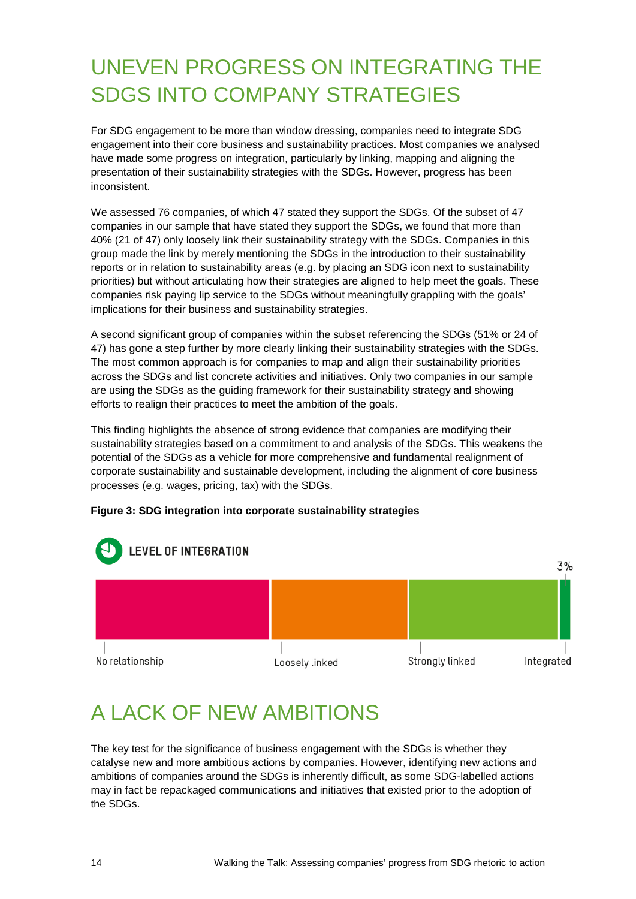# UNEVEN PROGRESS ON INTEGRATING THE SDGS INTO COMPANY STRATEGIES

For SDG engagement to be more than window dressing, companies need to integrate SDG engagement into their core business and sustainability practices. Most companies we analysed have made some progress on integration, particularly by linking, mapping and aligning the presentation of their sustainability strategies with the SDGs. However, progress has been inconsistent.

We assessed 76 companies, of which 47 stated they support the SDGs. Of the subset of 47 companies in our sample that have stated they support the SDGs, we found that more than 40% (21 of 47) only loosely link their sustainability strategy with the SDGs. Companies in this group made the link by merely mentioning the SDGs in the introduction to their sustainability reports or in relation to sustainability areas (e.g. by placing an SDG icon next to sustainability priorities) but without articulating how their strategies are aligned to help meet the goals. These companies risk paying lip service to the SDGs without meaningfully grappling with the goals' implications for their business and sustainability strategies.

A second significant group of companies within the subset referencing the SDGs (51% or 24 of 47) has gone a step further by more clearly linking their sustainability strategies with the SDGs. The most common approach is for companies to map and align their sustainability priorities across the SDGs and list concrete activities and initiatives. Only two companies in our sample are using the SDGs as the guiding framework for their sustainability strategy and showing efforts to realign their practices to meet the ambition of the goals.

This finding highlights the absence of strong evidence that companies are modifying their sustainability strategies based on a commitment to and analysis of the SDGs. This weakens the potential of the SDGs as a vehicle for more comprehensive and fundamental realignment of corporate sustainability and sustainable development, including the alignment of core business processes (e.g. wages, pricing, tax) with the SDGs.

**Figure 3: SDG integration into corporate sustainability strategies**

LEVEL OF INTEGRATION

3%

No relationship | Loosely linked | Strongly linked | Integrated

# A LACK OF NEW AMBITIONS

The key test for the significance of business engagement with the SDGs is whether they catalyse new and more ambitious actions by companies. However, identifying new actions and ambitions of companies around the SDGs is inherently difficult, as some SDG-labelled actions may in fact be repackaged communications and initiatives that existed prior to the adoption of the SDGs.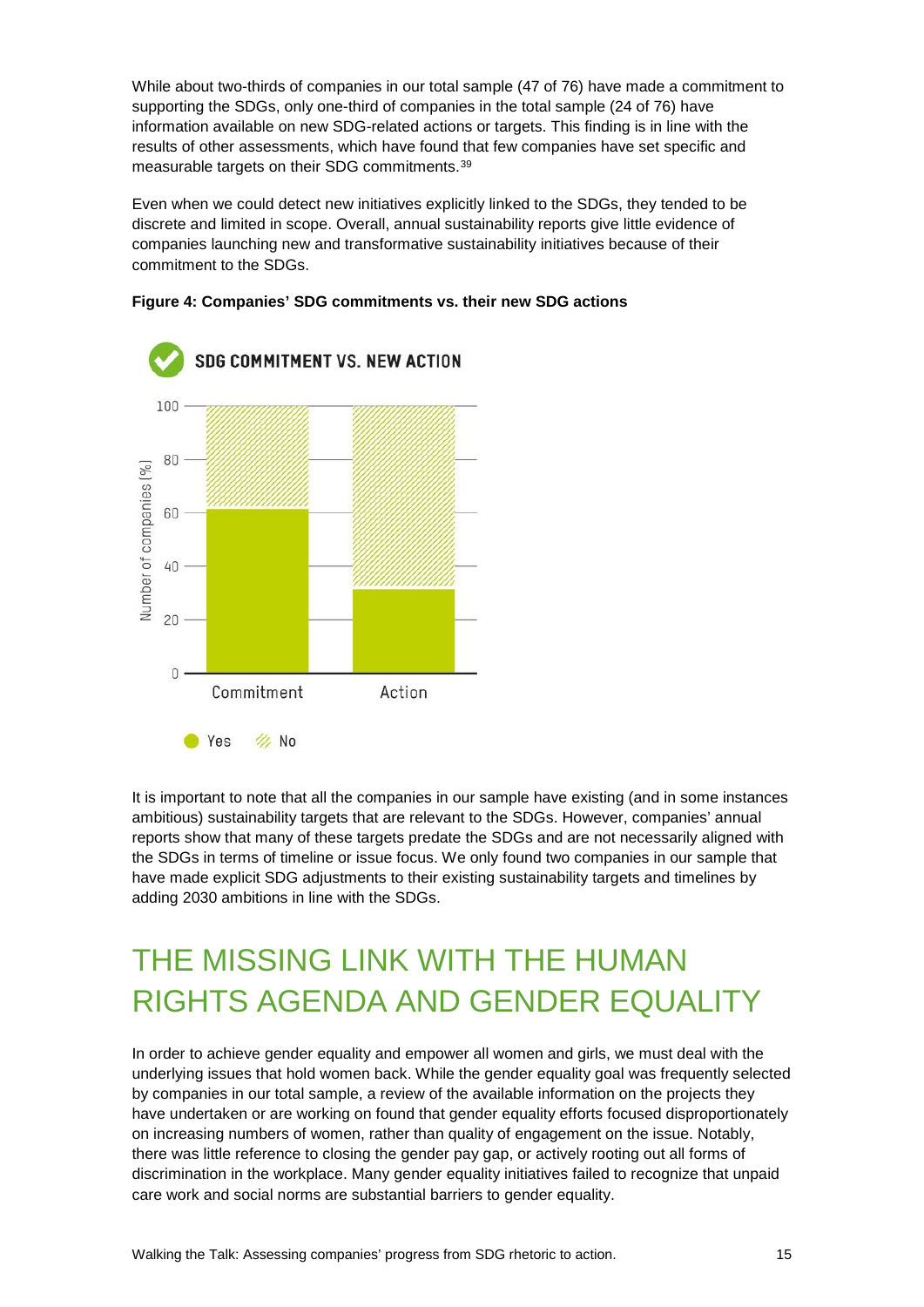While about two-thirds of companies in our total sample (47 of 76) have made a commitment to supporting the SDGs, only one-third of companies in the total sample (24 of 76) have information available on new SDG-related actions or targets. This finding is in line with the results of other assessments, which have found that few companies have set specific and measurable targets on their SDG commitments.[39]

Even when we could detect new initiatives explicitly linked to the SDGs, they tended to be discrete and limited in scope. Overall, annual sustainability reports give little evidence of companies launching new and transformative sustainability initiatives because of their commitment to the SDGs.

**Figure 4: Companies' SDG commitments vs. their new SDG actions**

SDG COMMITMENT VS. NEW ACTION

It is important to note that all the companies in our sample have existing (and in some instances ambitious) sustainability targets that are relevant to the SDGs. However, companies' annual reports show that many of these targets predate the SDGs and are not necessarily aligned with the SDGs in terms of timeline or issue focus. We only found two companies in our sample that have made explicit SDG adjustments to their existing sustainability targets and timelines by adding 2030 ambitions in line with the SDGs.

# THE MISSING LINK WITH THE HUMAN RIGHTS AGENDA AND GENDER EQUALITY

In order to achieve gender equality and empower all women and girls, we must deal with the underlying issues that hold women back. While the gender equality goal was frequently selected by companies in our total sample, a review of the available information on the projects they have undertaken or are working on found that gender equality efforts focused disproportionately on increasing numbers of women, rather than quality of engagement on the issue. Notably, there was little reference to closing the gender pay gap, or actively rooting out all forms of discrimination in the workplace. Many gender equality initiatives failed to recognize that unpaid care work and social norms are substantial barriers to gender equality.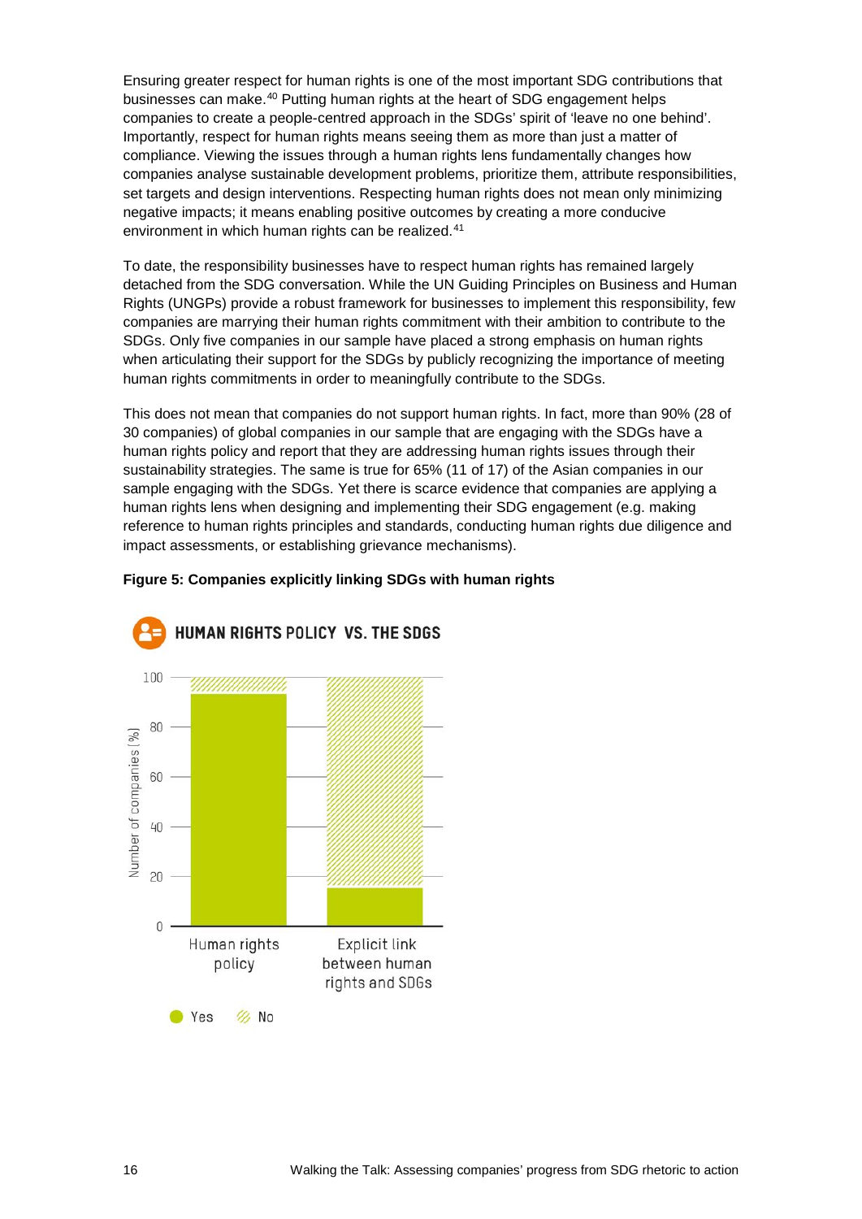Ensuring greater respect for human rights is one of the most important SDG contributions that businesses can make.[40] Putting human rights at the heart of SDG engagement helps companies to create a people-centred approach in the SDGs' spirit of 'leave no one behind'. Importantly, respect for human rights means seeing them as more than just a matter of compliance. Viewing the issues through a human rights lens fundamentally changes how companies analyse sustainable development problems, prioritize them, attribute responsibilities, set targets and design interventions. Respecting human rights does not mean only minimizing negative impacts; it means enabling positive outcomes by creating a more conducive environment in which human rights can be realized.[41]

To date, the responsibility businesses have to respect human rights has remained largely detached from the SDG conversation. While the UN Guiding Principles on Business and Human Rights (UNGPs) provide a robust framework for businesses to implement this responsibility, few companies are marrying their human rights commitment with their ambition to contribute to the SDGs. Only five companies in our sample have placed a strong emphasis on human rights when articulating their support for the SDGs by publicly recognizing the importance of meeting human rights commitments in order to meaningfully contribute to the SDGs.

This does not mean that companies do not support human rights. In fact, more than 90% (28 of 30 companies) of global companies in our sample that are engaging with the SDGs have a human rights policy and report that they are addressing human rights issues through their sustainability strategies. The same is true for 65% (11 of 17) of the Asian companies in our sample engaging with the SDGs. Yet there is scarce evidence that companies are applying a human rights lens when designing and implementing their SDG engagement (e.g. making reference to human rights principles and standards, conducting human rights due diligence and impact assessments, or establishing grievance mechanisms).

**Figure 5: Companies explicitly linking SDGs with human rights**

**HUMAN RIGHTS POLICY VS. THE SDGS**

| Number of companies (%) | Yes | No |
|---|---|---|
| Human rights policy | ~93 | ~7 |
| Explicit link between human rights and SDGs | ~15 | ~85 |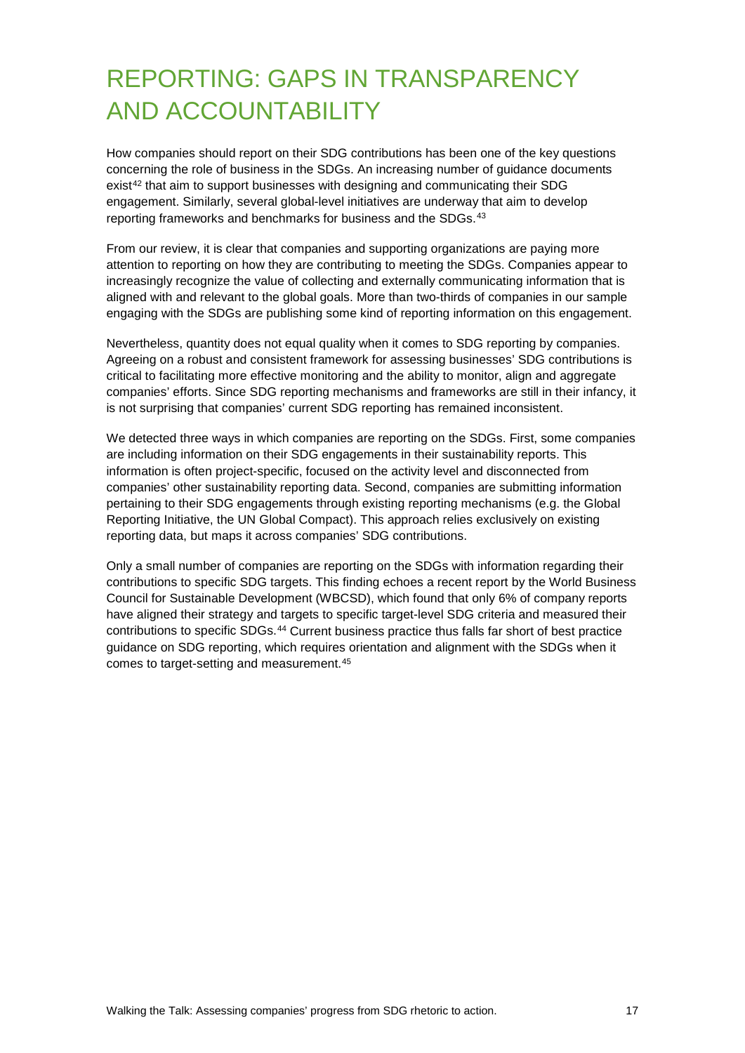# REPORTING: GAPS IN TRANSPARENCY AND ACCOUNTABILITY

How companies should report on their SDG contributions has been one of the key questions concerning the role of business in the SDGs. An increasing number of guidance documents exist[42] that aim to support businesses with designing and communicating their SDG engagement. Similarly, several global-level initiatives are underway that aim to develop reporting frameworks and benchmarks for business and the SDGs.[43]

From our review, it is clear that companies and supporting organizations are paying more attention to reporting on how they are contributing to meeting the SDGs. Companies appear to increasingly recognize the value of collecting and externally communicating information that is aligned with and relevant to the global goals. More than two-thirds of companies in our sample engaging with the SDGs are publishing some kind of reporting information on this engagement.

Nevertheless, quantity does not equal quality when it comes to SDG reporting by companies. Agreeing on a robust and consistent framework for assessing businesses' SDG contributions is critical to facilitating more effective monitoring and the ability to monitor, align and aggregate companies' efforts. Since SDG reporting mechanisms and frameworks are still in their infancy, it is not surprising that companies' current SDG reporting has remained inconsistent.

We detected three ways in which companies are reporting on the SDGs. First, some companies are including information on their SDG engagements in their sustainability reports. This information is often project-specific, focused on the activity level and disconnected from companies' other sustainability reporting data. Second, companies are submitting information pertaining to their SDG engagements through existing reporting mechanisms (e.g. the Global Reporting Initiative, the UN Global Compact). This approach relies exclusively on existing reporting data, but maps it across companies' SDG contributions.

Only a small number of companies are reporting on the SDGs with information regarding their contributions to specific SDG targets. This finding echoes a recent report by the World Business Council for Sustainable Development (WBCSD), which found that only 6% of company reports have aligned their strategy and targets to specific target-level SDG criteria and measured their contributions to specific SDGs.[44] Current business practice thus falls far short of best practice guidance on SDG reporting, which requires orientation and alignment with the SDGs when it comes to target-setting and measurement.[45]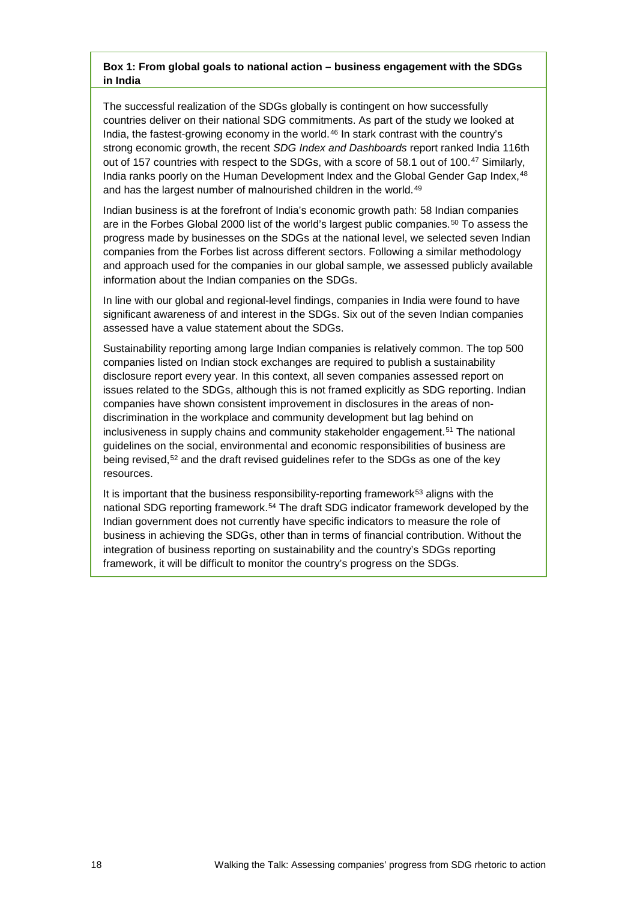**Box 1: From global goals to national action – business engagement with the SDGs in India**

The successful realization of the SDGs globally is contingent on how successfully countries deliver on their national SDG commitments. As part of the study we looked at India, the fastest-growing economy in the world.[46] In stark contrast with the country's strong economic growth, the recent *SDG Index and Dashboards* report ranked India 116th out of 157 countries with respect to the SDGs, with a score of 58.1 out of 100.[47] Similarly, India ranks poorly on the Human Development Index and the Global Gender Gap Index,[48] and has the largest number of malnourished children in the world.[49]

Indian business is at the forefront of India's economic growth path: 58 Indian companies are in the Forbes Global 2000 list of the world's largest public companies.[50] To assess the progress made by businesses on the SDGs at the national level, we selected seven Indian companies from the Forbes list across different sectors. Following a similar methodology and approach used for the companies in our global sample, we assessed publicly available information about the Indian companies on the SDGs.

In line with our global and regional-level findings, companies in India were found to have significant awareness of and interest in the SDGs. Six out of the seven Indian companies assessed have a value statement about the SDGs.

Sustainability reporting among large Indian companies is relatively common. The top 500 companies listed on Indian stock exchanges are required to publish a sustainability disclosure report every year. In this context, all seven companies assessed report on issues related to the SDGs, although this is not framed explicitly as SDG reporting. Indian companies have shown consistent improvement in disclosures in the areas of non-discrimination in the workplace and community development but lag behind on inclusiveness in supply chains and community stakeholder engagement.[51] The national guidelines on the social, environmental and economic responsibilities of business are being revised,[52] and the draft revised guidelines refer to the SDGs as one of the key resources.

It is important that the business responsibility-reporting framework[53] aligns with the national SDG reporting framework.[54] The draft SDG indicator framework developed by the Indian government does not currently have specific indicators to measure the role of business in achieving the SDGs, other than in terms of financial contribution. Without the integration of business reporting on sustainability and the country's SDGs reporting framework, it will be difficult to monitor the country's progress on the SDGs.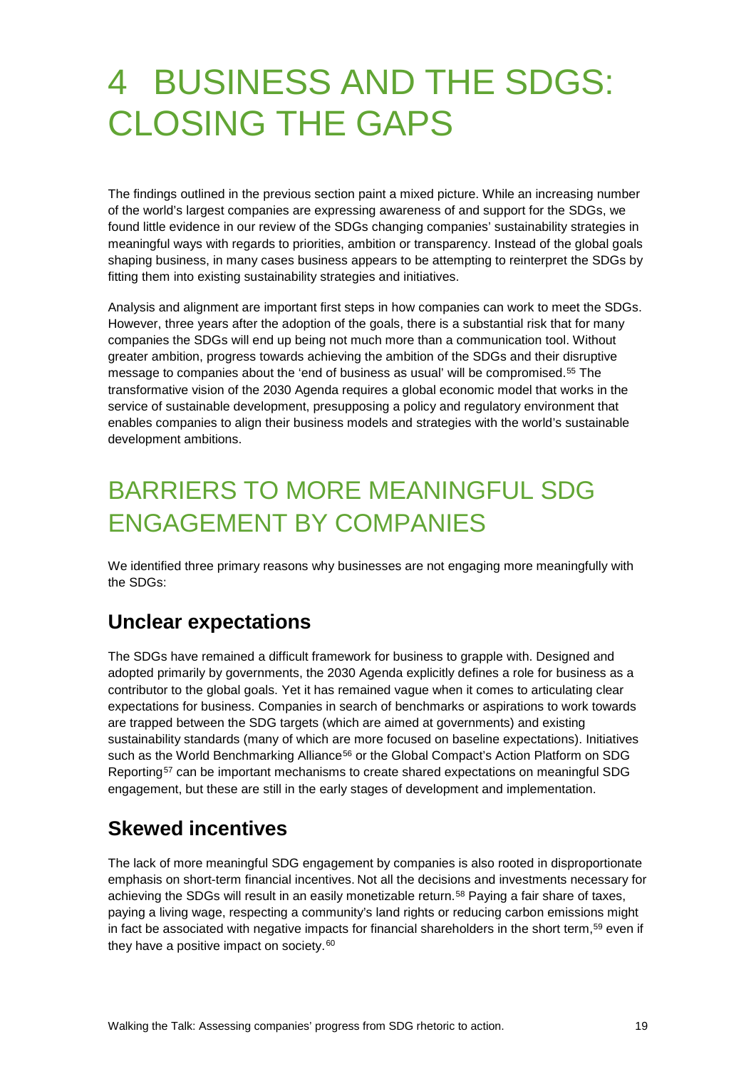# 4 BUSINESS AND THE SDGS: CLOSING THE GAPS

The findings outlined in the previous section paint a mixed picture. While an increasing number of the world's largest companies are expressing awareness of and support for the SDGs, we found little evidence in our review of the SDGs changing companies' sustainability strategies in meaningful ways with regards to priorities, ambition or transparency. Instead of the global goals shaping business, in many cases business appears to be attempting to reinterpret the SDGs by fitting them into existing sustainability strategies and initiatives.

Analysis and alignment are important first steps in how companies can work to meet the SDGs. However, three years after the adoption of the goals, there is a substantial risk that for many companies the SDGs will end up being not much more than a communication tool. Without greater ambition, progress towards achieving the ambition of the SDGs and their disruptive message to companies about the 'end of business as usual' will be compromised.[55] The transformative vision of the 2030 Agenda requires a global economic model that works in the service of sustainable development, presupposing a policy and regulatory environment that enables companies to align their business models and strategies with the world's sustainable development ambitions.

## BARRIERS TO MORE MEANINGFUL SDG ENGAGEMENT BY COMPANIES

We identified three primary reasons why businesses are not engaging more meaningfully with the SDGs:

### Unclear expectations

The SDGs have remained a difficult framework for business to grapple with. Designed and adopted primarily by governments, the 2030 Agenda explicitly defines a role for business as a contributor to the global goals. Yet it has remained vague when it comes to articulating clear expectations for business. Companies in search of benchmarks or aspirations to work towards are trapped between the SDG targets (which are aimed at governments) and existing sustainability standards (many of which are more focused on baseline expectations). Initiatives such as the World Benchmarking Alliance[56] or the Global Compact's Action Platform on SDG Reporting[57] can be important mechanisms to create shared expectations on meaningful SDG engagement, but these are still in the early stages of development and implementation.

### Skewed incentives

The lack of more meaningful SDG engagement by companies is also rooted in disproportionate emphasis on short-term financial incentives. Not all the decisions and investments necessary for achieving the SDGs will result in an easily monetizable return.[58] Paying a fair share of taxes, paying a living wage, respecting a community's land rights or reducing carbon emissions might in fact be associated with negative impacts for financial shareholders in the short term,[59] even if they have a positive impact on society.[60]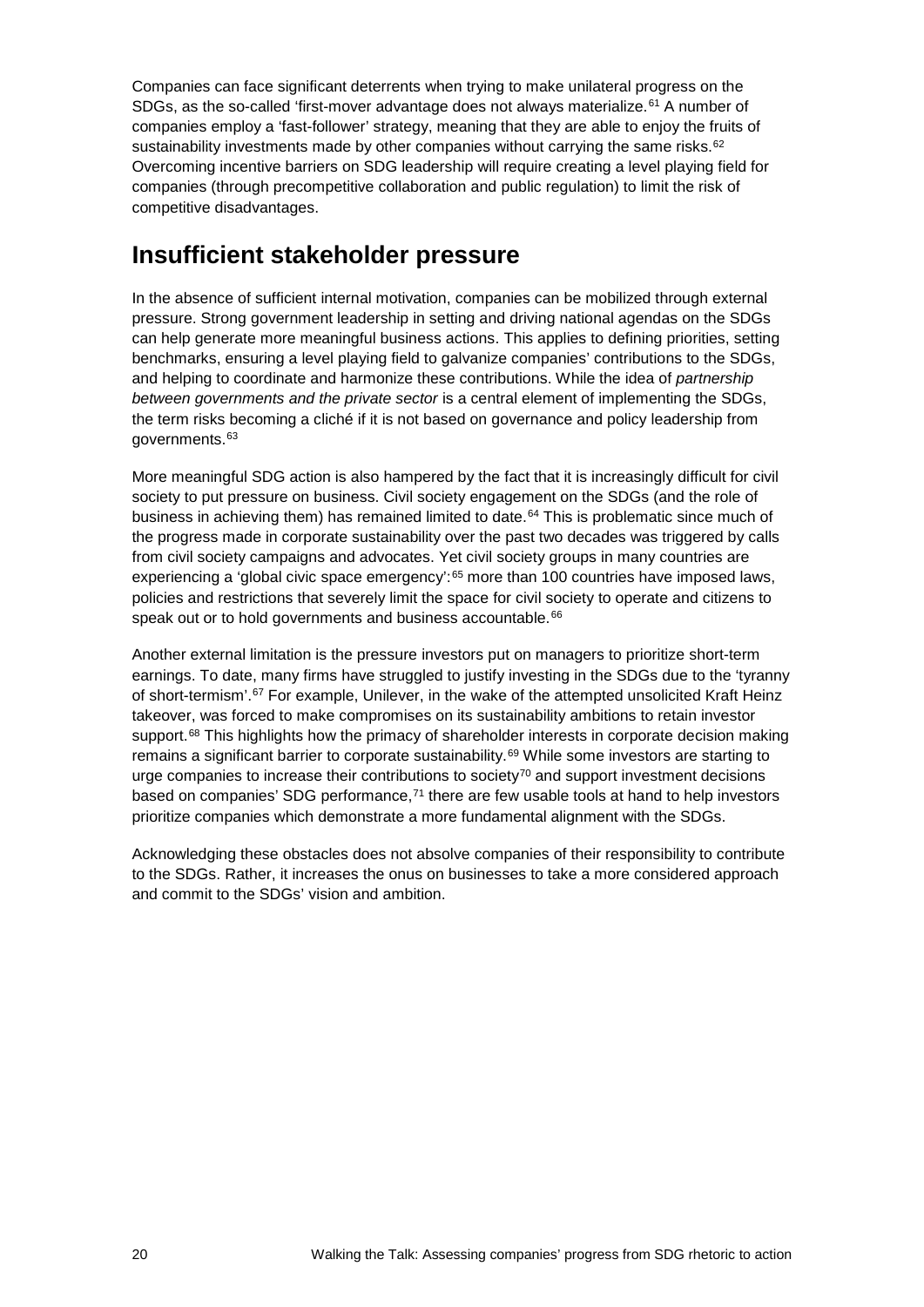Companies can face significant deterrents when trying to make unilateral progress on the SDGs, as the so-called 'first-mover advantage does not always materialize.[61] A number of companies employ a 'fast-follower' strategy, meaning that they are able to enjoy the fruits of sustainability investments made by other companies without carrying the same risks.[62] Overcoming incentive barriers on SDG leadership will require creating a level playing field for companies (through precompetitive collaboration and public regulation) to limit the risk of competitive disadvantages.

## Insufficient stakeholder pressure

In the absence of sufficient internal motivation, companies can be mobilized through external pressure. Strong government leadership in setting and driving national agendas on the SDGs can help generate more meaningful business actions. This applies to defining priorities, setting benchmarks, ensuring a level playing field to galvanize companies' contributions to the SDGs, and helping to coordinate and harmonize these contributions. While the idea of *partnership between governments and the private sector* is a central element of implementing the SDGs, the term risks becoming a cliché if it is not based on governance and policy leadership from governments.[63]

More meaningful SDG action is also hampered by the fact that it is increasingly difficult for civil society to put pressure on business. Civil society engagement on the SDGs (and the role of business in achieving them) has remained limited to date.[64] This is problematic since much of the progress made in corporate sustainability over the past two decades was triggered by calls from civil society campaigns and advocates. Yet civil society groups in many countries are experiencing a 'global civic space emergency':[65] more than 100 countries have imposed laws, policies and restrictions that severely limit the space for civil society to operate and citizens to speak out or to hold governments and business accountable.[66]

Another external limitation is the pressure investors put on managers to prioritize short-term earnings. To date, many firms have struggled to justify investing in the SDGs due to the 'tyranny of short-termism'.[67] For example, Unilever, in the wake of the attempted unsolicited Kraft Heinz takeover, was forced to make compromises on its sustainability ambitions to retain investor support.[68] This highlights how the primacy of shareholder interests in corporate decision making remains a significant barrier to corporate sustainability.[69] While some investors are starting to urge companies to increase their contributions to society[70] and support investment decisions based on companies' SDG performance,[71] there are few usable tools at hand to help investors prioritize companies which demonstrate a more fundamental alignment with the SDGs.

Acknowledging these obstacles does not absolve companies of their responsibility to contribute to the SDGs. Rather, it increases the onus on businesses to take a more considered approach and commit to the SDGs' vision and ambition.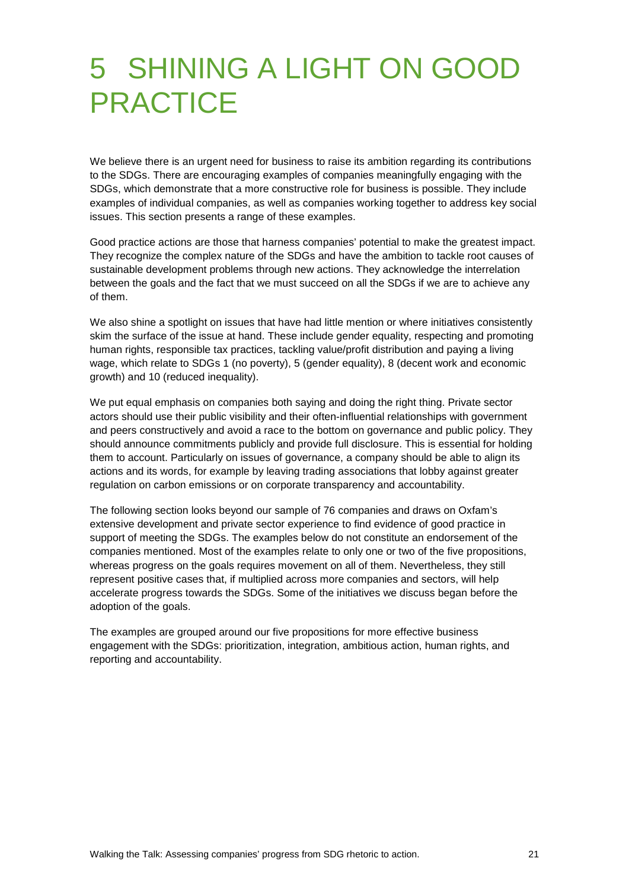# 5 SHINING A LIGHT ON GOOD PRACTICE

We believe there is an urgent need for business to raise its ambition regarding its contributions to the SDGs. There are encouraging examples of companies meaningfully engaging with the SDGs, which demonstrate that a more constructive role for business is possible. They include examples of individual companies, as well as companies working together to address key social issues. This section presents a range of these examples.

Good practice actions are those that harness companies' potential to make the greatest impact. They recognize the complex nature of the SDGs and have the ambition to tackle root causes of sustainable development problems through new actions. They acknowledge the interrelation between the goals and the fact that we must succeed on all the SDGs if we are to achieve any of them.

We also shine a spotlight on issues that have had little mention or where initiatives consistently skim the surface of the issue at hand. These include gender equality, respecting and promoting human rights, responsible tax practices, tackling value/profit distribution and paying a living wage, which relate to SDGs 1 (no poverty), 5 (gender equality), 8 (decent work and economic growth) and 10 (reduced inequality).

We put equal emphasis on companies both saying and doing the right thing. Private sector actors should use their public visibility and their often-influential relationships with government and peers constructively and avoid a race to the bottom on governance and public policy. They should announce commitments publicly and provide full disclosure. This is essential for holding them to account. Particularly on issues of governance, a company should be able to align its actions and its words, for example by leaving trading associations that lobby against greater regulation on carbon emissions or on corporate transparency and accountability.

The following section looks beyond our sample of 76 companies and draws on Oxfam's extensive development and private sector experience to find evidence of good practice in support of meeting the SDGs. The examples below do not constitute an endorsement of the companies mentioned. Most of the examples relate to only one or two of the five propositions, whereas progress on the goals requires movement on all of them. Nevertheless, they still represent positive cases that, if multiplied across more companies and sectors, will help accelerate progress towards the SDGs. Some of the initiatives we discuss began before the adoption of the goals.

The examples are grouped around our five propositions for more effective business engagement with the SDGs: prioritization, integration, ambitious action, human rights, and reporting and accountability.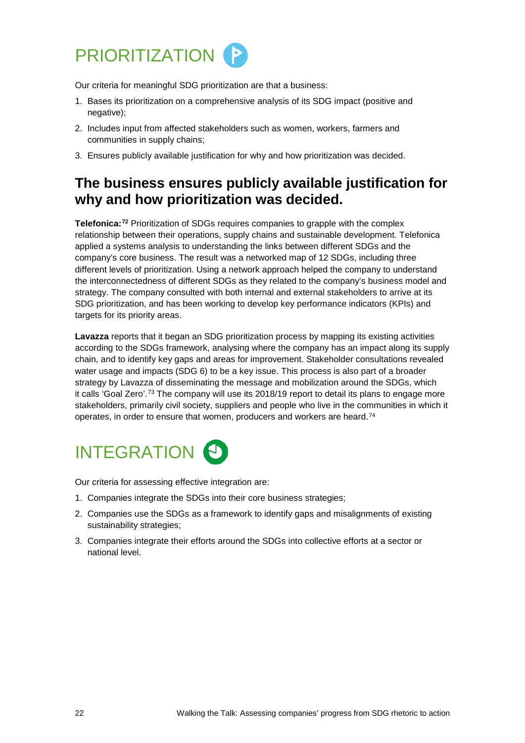# PRIORITIZATION

Our criteria for meaningful SDG prioritization are that a business:

1. Bases its prioritization on a comprehensive analysis of its SDG impact (positive and negative);
2. Includes input from affected stakeholders such as women, workers, farmers and communities in supply chains;
3. Ensures publicly available justification for why and how prioritization was decided.

## The business ensures publicly available justification for why and how prioritization was decided.

**Telefonica:**[72] Prioritization of SDGs requires companies to grapple with the complex relationship between their operations, supply chains and sustainable development. Telefonica applied a systems analysis to understanding the links between different SDGs and the company's core business. The result was a networked map of 12 SDGs, including three different levels of prioritization. Using a network approach helped the company to understand the interconnectedness of different SDGs as they related to the company's business model and strategy. The company consulted with both internal and external stakeholders to arrive at its SDG prioritization, and has been working to develop key performance indicators (KPIs) and targets for its priority areas.

**Lavazza** reports that it began an SDG prioritization process by mapping its existing activities according to the SDGs framework, analysing where the company has an impact along its supply chain, and to identify key gaps and areas for improvement. Stakeholder consultations revealed water usage and impacts (SDG 6) to be a key issue. This process is also part of a broader strategy by Lavazza of disseminating the message and mobilization around the SDGs, which it calls 'Goal Zero'.[73] The company will use its 2018/19 report to detail its plans to engage more stakeholders, primarily civil society, suppliers and people who live in the communities in which it operates, in order to ensure that women, producers and workers are heard.[74]

# INTEGRATION

Our criteria for assessing effective integration are:

1. Companies integrate the SDGs into their core business strategies;
2. Companies use the SDGs as a framework to identify gaps and misalignments of existing sustainability strategies;
3. Companies integrate their efforts around the SDGs into collective efforts at a sector or national level.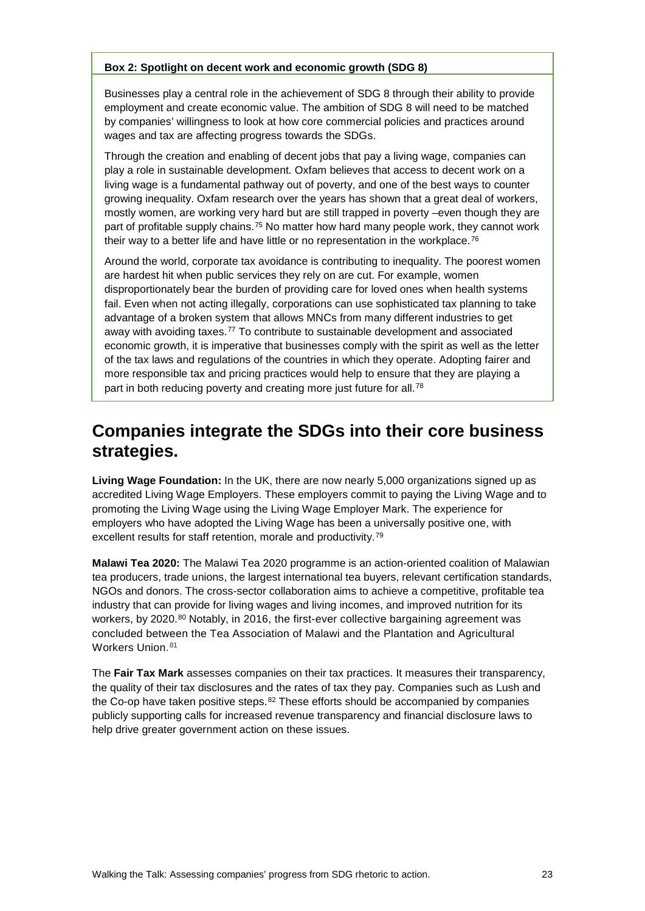**Box 2: Spotlight on decent work and economic growth (SDG 8)**

Businesses play a central role in the achievement of SDG 8 through their ability to provide employment and create economic value. The ambition of SDG 8 will need to be matched by companies' willingness to look at how core commercial policies and practices around wages and tax are affecting progress towards the SDGs.

Through the creation and enabling of decent jobs that pay a living wage, companies can play a role in sustainable development. Oxfam believes that access to decent work on a living wage is a fundamental pathway out of poverty, and one of the best ways to counter growing inequality. Oxfam research over the years has shown that a great deal of workers, mostly women, are working very hard but are still trapped in poverty –even though they are part of profitable supply chains.[75] No matter how hard many people work, they cannot work their way to a better life and have little or no representation in the workplace.[76]

Around the world, corporate tax avoidance is contributing to inequality. The poorest women are hardest hit when public services they rely on are cut. For example, women disproportionately bear the burden of providing care for loved ones when health systems fail. Even when not acting illegally, corporations can use sophisticated tax planning to take advantage of a broken system that allows MNCs from many different industries to get away with avoiding taxes.[77] To contribute to sustainable development and associated economic growth, it is imperative that businesses comply with the spirit as well as the letter of the tax laws and regulations of the countries in which they operate. Adopting fairer and more responsible tax and pricing practices would help to ensure that they are playing a part in both reducing poverty and creating more just future for all.[78]

## Companies integrate the SDGs into their core business strategies.

**Living Wage Foundation:** In the UK, there are now nearly 5,000 organizations signed up as accredited Living Wage Employers. These employers commit to paying the Living Wage and to promoting the Living Wage using the Living Wage Employer Mark. The experience for employers who have adopted the Living Wage has been a universally positive one, with excellent results for staff retention, morale and productivity.[79]

**Malawi Tea 2020:** The Malawi Tea 2020 programme is an action-oriented coalition of Malawian tea producers, trade unions, the largest international tea buyers, relevant certification standards, NGOs and donors. The cross-sector collaboration aims to achieve a competitive, profitable tea industry that can provide for living wages and living incomes, and improved nutrition for its workers, by 2020.[80] Notably, in 2016, the first-ever collective bargaining agreement was concluded between the Tea Association of Malawi and the Plantation and Agricultural Workers Union.[81]

The **Fair Tax Mark** assesses companies on their tax practices. It measures their transparency, the quality of their tax disclosures and the rates of tax they pay. Companies such as Lush and the Co-op have taken positive steps.[82] These efforts should be accompanied by companies publicly supporting calls for increased revenue transparency and financial disclosure laws to help drive greater government action on these issues.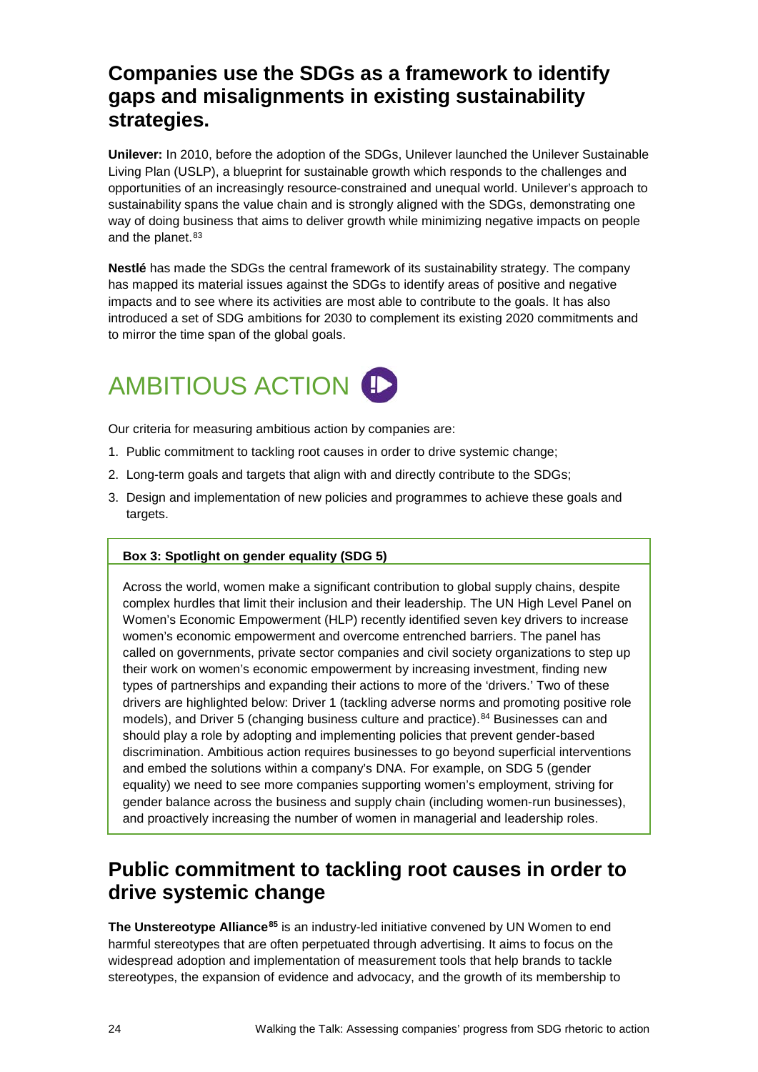## Companies use the SDGs as a framework to identify gaps and misalignments in existing sustainability strategies.

**Unilever:** In 2010, before the adoption of the SDGs, Unilever launched the Unilever Sustainable Living Plan (USLP), a blueprint for sustainable growth which responds to the challenges and opportunities of an increasingly resource-constrained and unequal world. Unilever's approach to sustainability spans the value chain and is strongly aligned with the SDGs, demonstrating one way of doing business that aims to deliver growth while minimizing negative impacts on people and the planet.[83]

**Nestlé** has made the SDGs the central framework of its sustainability strategy. The company has mapped its material issues against the SDGs to identify areas of positive and negative impacts and to see where its activities are most able to contribute to the goals. It has also introduced a set of SDG ambitions for 2030 to complement its existing 2020 commitments and to mirror the time span of the global goals.

# AMBITIOUS ACTION

Our criteria for measuring ambitious action by companies are:

1. Public commitment to tackling root causes in order to drive systemic change;
2. Long-term goals and targets that align with and directly contribute to the SDGs;
3. Design and implementation of new policies and programmes to achieve these goals and targets.

**Box 3: Spotlight on gender equality (SDG 5)**

Across the world, women make a significant contribution to global supply chains, despite complex hurdles that limit their inclusion and their leadership. The UN High Level Panel on Women's Economic Empowerment (HLP) recently identified seven key drivers to increase women's economic empowerment and overcome entrenched barriers. The panel has called on governments, private sector companies and civil society organizations to step up their work on women's economic empowerment by increasing investment, finding new types of partnerships and expanding their actions to more of the 'drivers.' Two of these drivers are highlighted below: Driver 1 (tackling adverse norms and promoting positive role models), and Driver 5 (changing business culture and practice).[84] Businesses can and should play a role by adopting and implementing policies that prevent gender-based discrimination. Ambitious action requires businesses to go beyond superficial interventions and embed the solutions within a company's DNA. For example, on SDG 5 (gender equality) we need to see more companies supporting women's employment, striving for gender balance across the business and supply chain (including women-run businesses), and proactively increasing the number of women in managerial and leadership roles.

## Public commitment to tackling root causes in order to drive systemic change

**The Unstereotype Alliance**[85] is an industry-led initiative convened by UN Women to end harmful stereotypes that are often perpetuated through advertising. It aims to focus on the widespread adoption and implementation of measurement tools that help brands to tackle stereotypes, the expansion of evidence and advocacy, and the growth of its membership to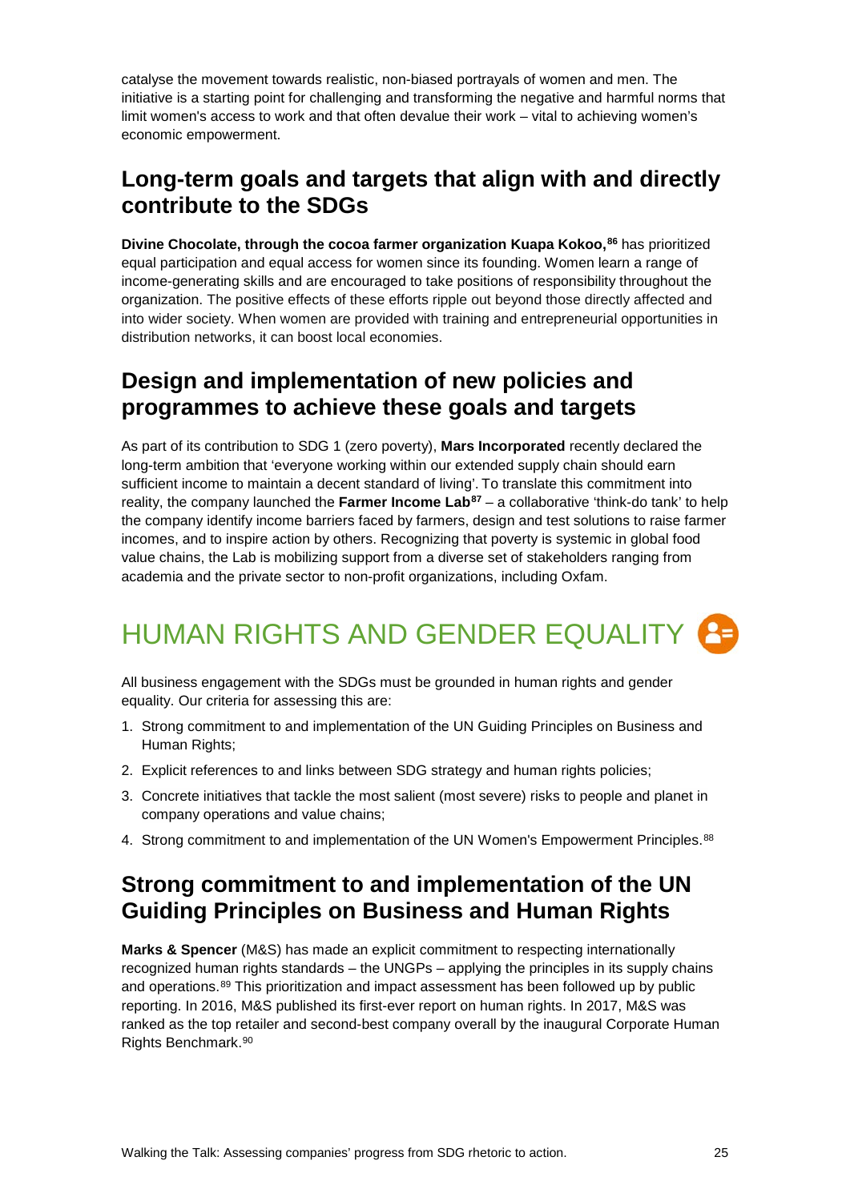catalyse the movement towards realistic, non-biased portrayals of women and men. The initiative is a starting point for challenging and transforming the negative and harmful norms that limit women's access to work and that often devalue their work – vital to achieving women's economic empowerment.

## Long-term goals and targets that align with and directly contribute to the SDGs

**Divine Chocolate, through the cocoa farmer organization Kuapa Kokoo,**[86] has prioritized equal participation and equal access for women since its founding. Women learn a range of income-generating skills and are encouraged to take positions of responsibility throughout the organization. The positive effects of these efforts ripple out beyond those directly affected and into wider society. When women are provided with training and entrepreneurial opportunities in distribution networks, it can boost local economies.

## Design and implementation of new policies and programmes to achieve these goals and targets

As part of its contribution to SDG 1 (zero poverty), **Mars Incorporated** recently declared the long-term ambition that 'everyone working within our extended supply chain should earn sufficient income to maintain a decent standard of living'. To translate this commitment into reality, the company launched the **Farmer Income Lab**[87] – a collaborative 'think-do tank' to help the company identify income barriers faced by farmers, design and test solutions to raise farmer incomes, and to inspire action by others. Recognizing that poverty is systemic in global food value chains, the Lab is mobilizing support from a diverse set of stakeholders ranging from academia and the private sector to non-profit organizations, including Oxfam.

# HUMAN RIGHTS AND GENDER EQUALITY

All business engagement with the SDGs must be grounded in human rights and gender equality. Our criteria for assessing this are:

1. Strong commitment to and implementation of the UN Guiding Principles on Business and Human Rights;
2. Explicit references to and links between SDG strategy and human rights policies;
3. Concrete initiatives that tackle the most salient (most severe) risks to people and planet in company operations and value chains;
4. Strong commitment to and implementation of the UN Women's Empowerment Principles.[88]

## Strong commitment to and implementation of the UN Guiding Principles on Business and Human Rights

**Marks & Spencer** (M&S) has made an explicit commitment to respecting internationally recognized human rights standards – the UNGPs – applying the principles in its supply chains and operations.[89] This prioritization and impact assessment has been followed up by public reporting. In 2016, M&S published its first-ever report on human rights. In 2017, M&S was ranked as the top retailer and second-best company overall by the inaugural Corporate Human Rights Benchmark.[90]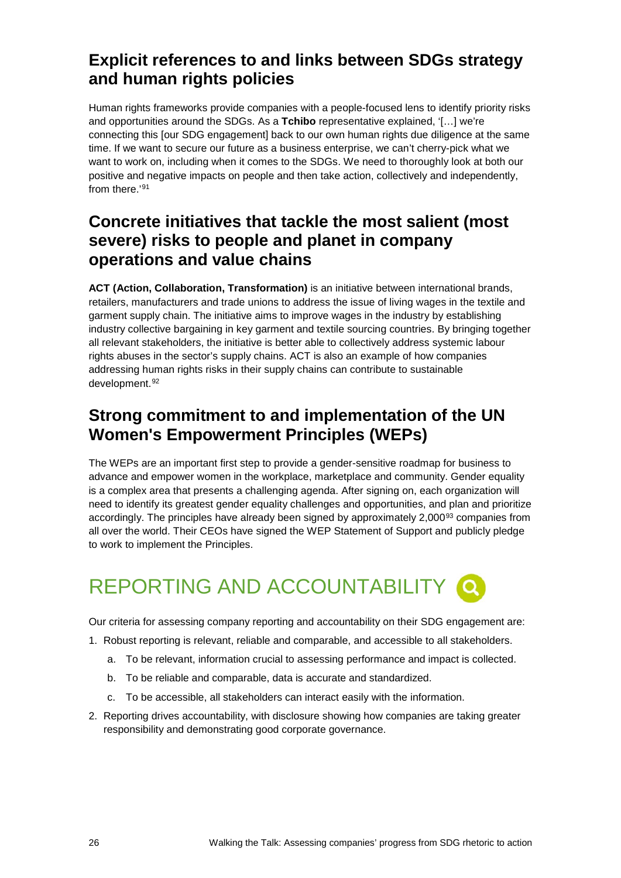## Explicit references to and links between SDGs strategy and human rights policies

Human rights frameworks provide companies with a people-focused lens to identify priority risks and opportunities around the SDGs. As a **Tchibo** representative explained, '[…] we're connecting this [our SDG engagement] back to our own human rights due diligence at the same time. If we want to secure our future as a business enterprise, we can't cherry-pick what we want to work on, including when it comes to the SDGs. We need to thoroughly look at both our positive and negative impacts on people and then take action, collectively and independently, from there.'[91]

## Concrete initiatives that tackle the most salient (most severe) risks to people and planet in company operations and value chains

**ACT (Action, Collaboration, Transformation)** is an initiative between international brands, retailers, manufacturers and trade unions to address the issue of living wages in the textile and garment supply chain. The initiative aims to improve wages in the industry by establishing industry collective bargaining in key garment and textile sourcing countries. By bringing together all relevant stakeholders, the initiative is better able to collectively address systemic labour rights abuses in the sector's supply chains. ACT is also an example of how companies addressing human rights risks in their supply chains can contribute to sustainable development.[92]

## Strong commitment to and implementation of the UN Women's Empowerment Principles (WEPs)

The WEPs are an important first step to provide a gender-sensitive roadmap for business to advance and empower women in the workplace, marketplace and community. Gender equality is a complex area that presents a challenging agenda. After signing on, each organization will need to identify its greatest gender equality challenges and opportunities, and plan and prioritize accordingly. The principles have already been signed by approximately 2,000[93] companies from all over the world. Their CEOs have signed the WEP Statement of Support and publicly pledge to work to implement the Principles.

# REPORTING AND ACCOUNTABILITY

Our criteria for assessing company reporting and accountability on their SDG engagement are:

1. Robust reporting is relevant, reliable and comparable, and accessible to all stakeholders.
    a. To be relevant, information crucial to assessing performance and impact is collected.
    b. To be reliable and comparable, data is accurate and standardized.
    c. To be accessible, all stakeholders can interact easily with the information.
2. Reporting drives accountability, with disclosure showing how companies are taking greater responsibility and demonstrating good corporate governance.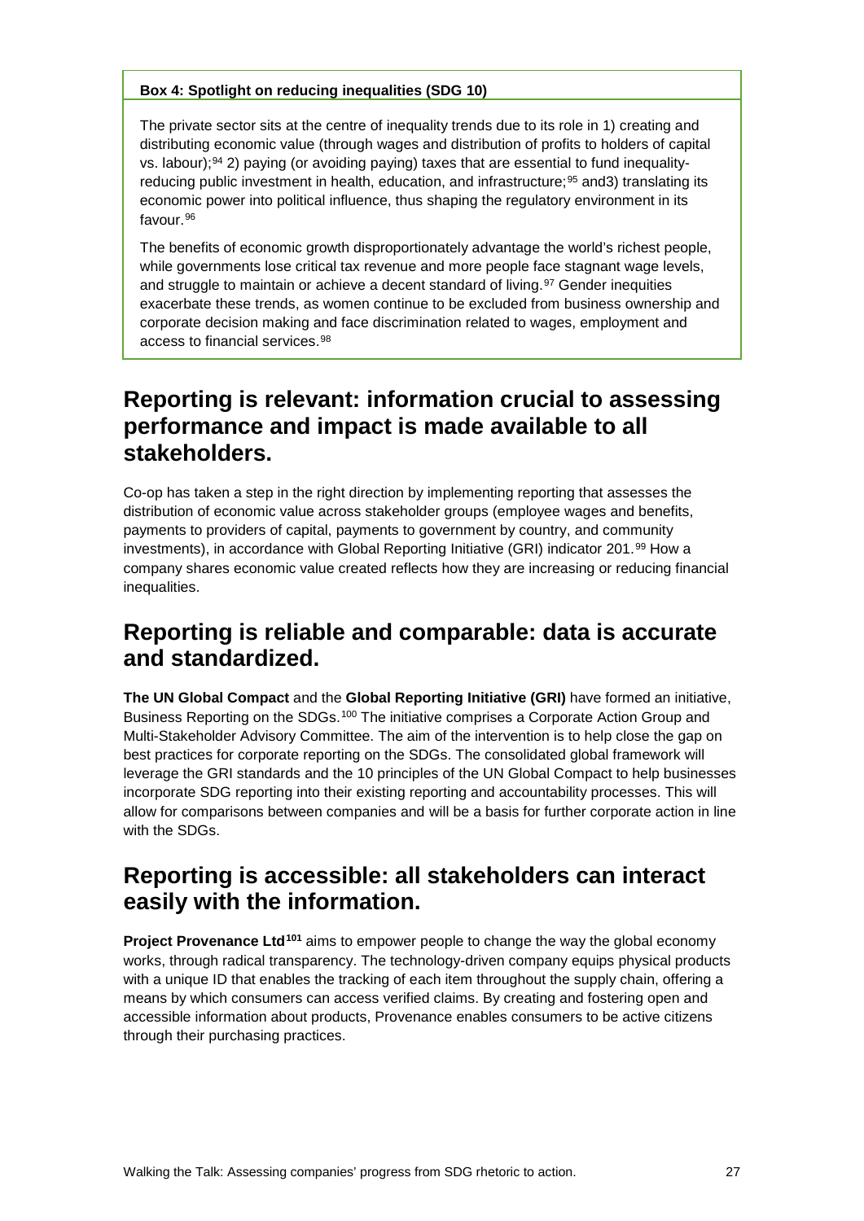**Box 4: Spotlight on reducing inequalities (SDG 10)**

The private sector sits at the centre of inequality trends due to its role in 1) creating and distributing economic value (through wages and distribution of profits to holders of capital vs. labour);[94] 2) paying (or avoiding paying) taxes that are essential to fund inequality-reducing public investment in health, education, and infrastructure;[95] and3) translating its economic power into political influence, thus shaping the regulatory environment in its favour.[96]

The benefits of economic growth disproportionately advantage the world's richest people, while governments lose critical tax revenue and more people face stagnant wage levels, and struggle to maintain or achieve a decent standard of living.[97] Gender inequities exacerbate these trends, as women continue to be excluded from business ownership and corporate decision making and face discrimination related to wages, employment and access to financial services.[98]

## Reporting is relevant: information crucial to assessing performance and impact is made available to all stakeholders.

Co-op has taken a step in the right direction by implementing reporting that assesses the distribution of economic value across stakeholder groups (employee wages and benefits, payments to providers of capital, payments to government by country, and community investments), in accordance with Global Reporting Initiative (GRI) indicator 201.[99] How a company shares economic value created reflects how they are increasing or reducing financial inequalities.

## Reporting is reliable and comparable: data is accurate and standardized.

**The UN Global Compact** and the **Global Reporting Initiative (GRI)** have formed an initiative, Business Reporting on the SDGs.[100] The initiative comprises a Corporate Action Group and Multi-Stakeholder Advisory Committee. The aim of the intervention is to help close the gap on best practices for corporate reporting on the SDGs. The consolidated global framework will leverage the GRI standards and the 10 principles of the UN Global Compact to help businesses incorporate SDG reporting into their existing reporting and accountability processes. This will allow for comparisons between companies and will be a basis for further corporate action in line with the SDGs.

## Reporting is accessible: all stakeholders can interact easily with the information.

**Project Provenance Ltd[101]** aims to empower people to change the way the global economy works, through radical transparency. The technology-driven company equips physical products with a unique ID that enables the tracking of each item throughout the supply chain, offering a means by which consumers can access verified claims. By creating and fostering open and accessible information about products, Provenance enables consumers to be active citizens through their purchasing practices.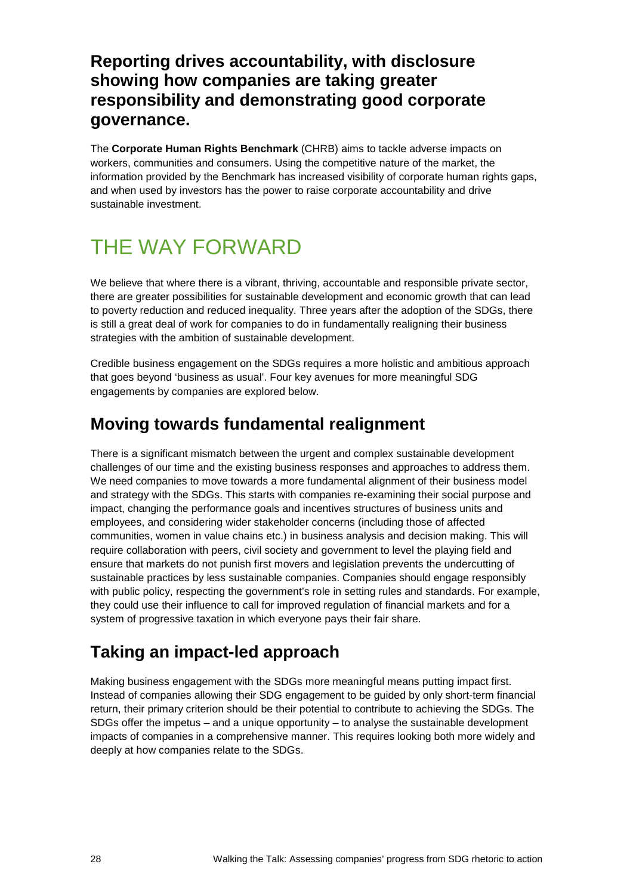## Reporting drives accountability, with disclosure showing how companies are taking greater responsibility and demonstrating good corporate governance.

The **Corporate Human Rights Benchmark** (CHRB) aims to tackle adverse impacts on workers, communities and consumers. Using the competitive nature of the market, the information provided by the Benchmark has increased visibility of corporate human rights gaps, and when used by investors has the power to raise corporate accountability and drive sustainable investment.

# THE WAY FORWARD

We believe that where there is a vibrant, thriving, accountable and responsible private sector, there are greater possibilities for sustainable development and economic growth that can lead to poverty reduction and reduced inequality. Three years after the adoption of the SDGs, there is still a great deal of work for companies to do in fundamentally realigning their business strategies with the ambition of sustainable development.

Credible business engagement on the SDGs requires a more holistic and ambitious approach that goes beyond 'business as usual'. Four key avenues for more meaningful SDG engagements by companies are explored below.

## Moving towards fundamental realignment

There is a significant mismatch between the urgent and complex sustainable development challenges of our time and the existing business responses and approaches to address them. We need companies to move towards a more fundamental alignment of their business model and strategy with the SDGs. This starts with companies re-examining their social purpose and impact, changing the performance goals and incentives structures of business units and employees, and considering wider stakeholder concerns (including those of affected communities, women in value chains etc.) in business analysis and decision making. This will require collaboration with peers, civil society and government to level the playing field and ensure that markets do not punish first movers and legislation prevents the undercutting of sustainable practices by less sustainable companies. Companies should engage responsibly with public policy, respecting the government's role in setting rules and standards. For example, they could use their influence to call for improved regulation of financial markets and for a system of progressive taxation in which everyone pays their fair share.

## Taking an impact-led approach

Making business engagement with the SDGs more meaningful means putting impact first. Instead of companies allowing their SDG engagement to be guided by only short-term financial return, their primary criterion should be their potential to contribute to achieving the SDGs. The SDGs offer the impetus – and a unique opportunity – to analyse the sustainable development impacts of companies in a comprehensive manner. This requires looking both more widely and deeply at how companies relate to the SDGs.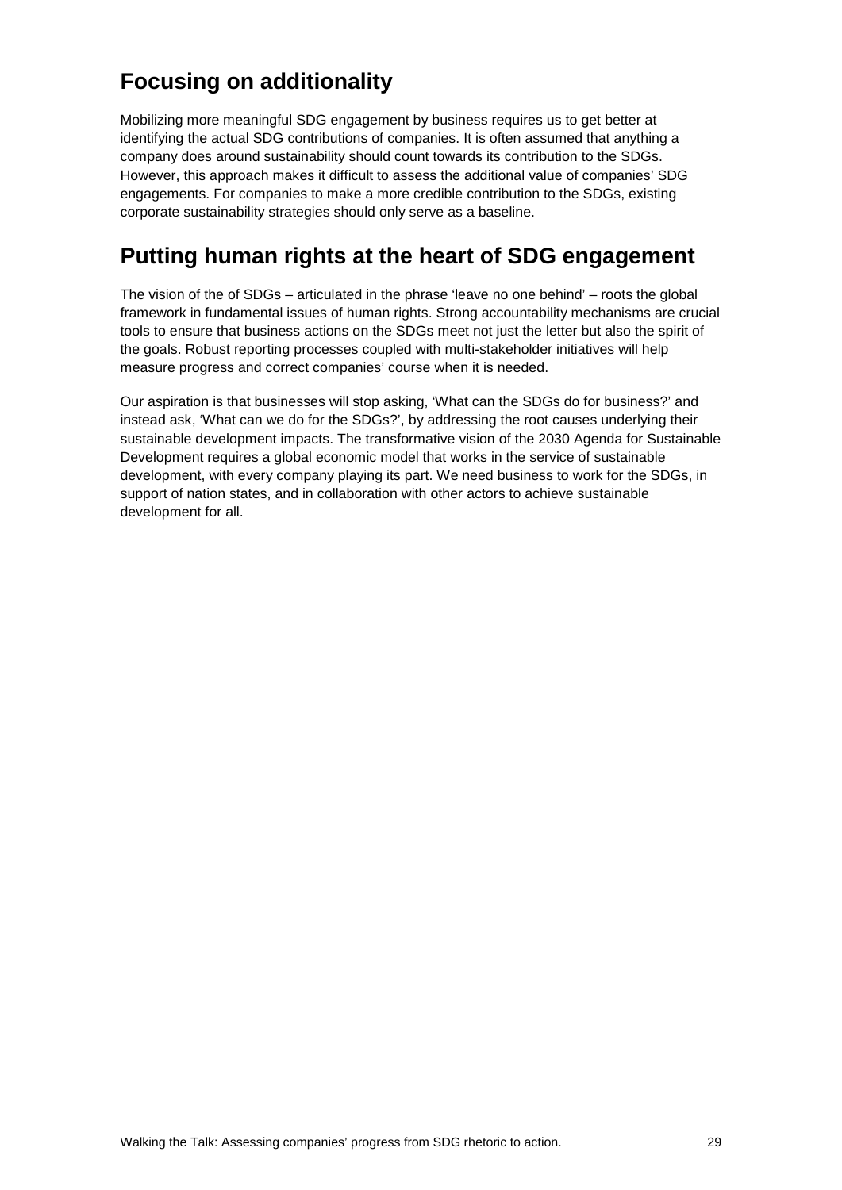## Focusing on additionality

Mobilizing more meaningful SDG engagement by business requires us to get better at identifying the actual SDG contributions of companies. It is often assumed that anything a company does around sustainability should count towards its contribution to the SDGs. However, this approach makes it difficult to assess the additional value of companies' SDG engagements. For companies to make a more credible contribution to the SDGs, existing corporate sustainability strategies should only serve as a baseline.

## Putting human rights at the heart of SDG engagement

The vision of the of SDGs – articulated in the phrase 'leave no one behind' – roots the global framework in fundamental issues of human rights. Strong accountability mechanisms are crucial tools to ensure that business actions on the SDGs meet not just the letter but also the spirit of the goals. Robust reporting processes coupled with multi-stakeholder initiatives will help measure progress and correct companies' course when it is needed.

Our aspiration is that businesses will stop asking, 'What can the SDGs do for business?' and instead ask, 'What can we do for the SDGs?', by addressing the root causes underlying their sustainable development impacts. The transformative vision of the 2030 Agenda for Sustainable Development requires a global economic model that works in the service of sustainable development, with every company playing its part. We need business to work for the SDGs, in support of nation states, and in collaboration with other actors to achieve sustainable development for all.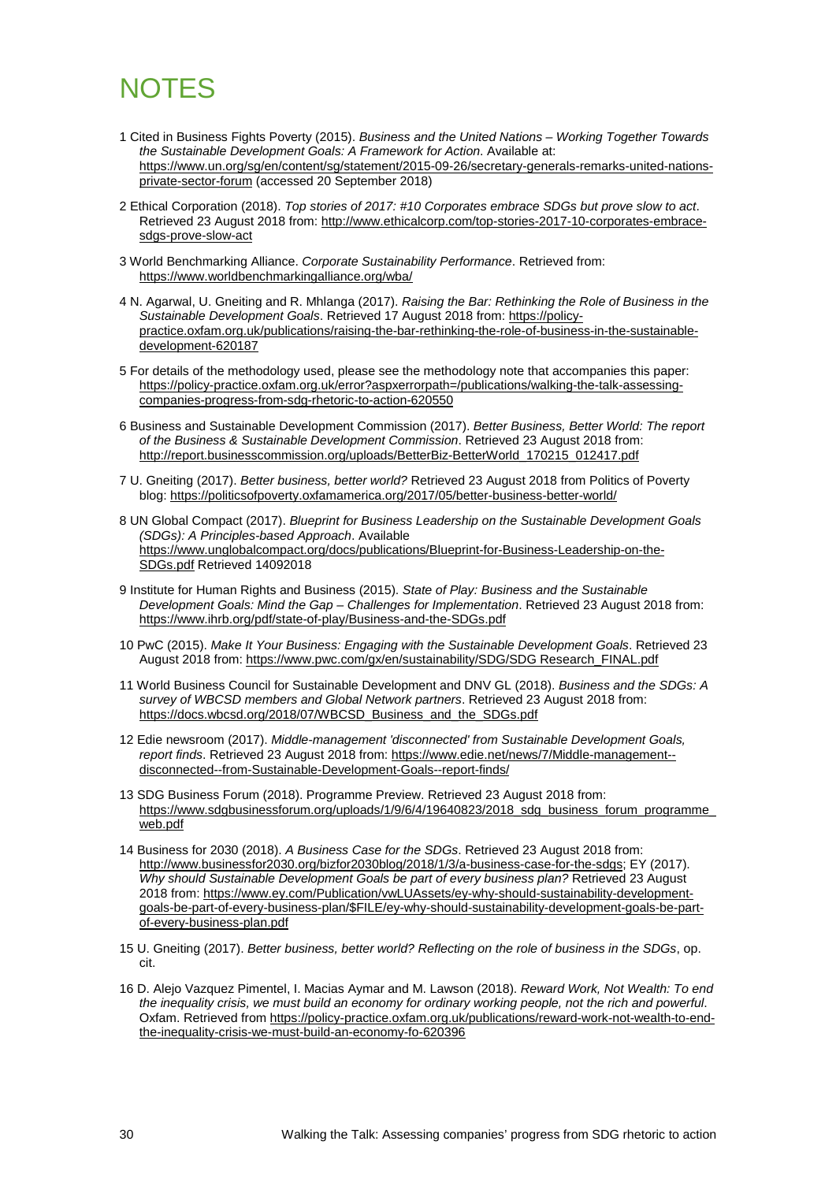# NOTES

1 Cited in Business Fights Poverty (2015). *Business and the United Nations – Working Together Towards the Sustainable Development Goals: A Framework for Action*. Available at: https://www.un.org/sg/en/content/sg/statement/2015-09-26/secretary-generals-remarks-united-nations-private-sector-forum (accessed 20 September 2018)

2 Ethical Corporation (2018). *Top stories of 2017: #10 Corporates embrace SDGs but prove slow to act*. Retrieved 23 August 2018 from: http://www.ethicalcorp.com/top-stories-2017-10-corporates-embrace-sdgs-prove-slow-act

3 World Benchmarking Alliance. *Corporate Sustainability Performance*. Retrieved from: https://www.worldbenchmarkingalliance.org/wba/

4 N. Agarwal, U. Gneiting and R. Mhlanga (2017). *Raising the Bar: Rethinking the Role of Business in the Sustainable Development Goals*. Retrieved 17 August 2018 from: https://policy-practice.oxfam.org.uk/publications/raising-the-bar-rethinking-the-role-of-business-in-the-sustainable-development-620187

5 For details of the methodology used, please see the methodology note that accompanies this paper: https://policy-practice.oxfam.org.uk/error?aspxerrorpath=/publications/walking-the-talk-assessing-companies-progress-from-sdg-rhetoric-to-action-620550

6 Business and Sustainable Development Commission (2017). *Better Business, Better World: The report of the Business & Sustainable Development Commission*. Retrieved 23 August 2018 from: http://report.businesscommission.org/uploads/BetterBiz-BetterWorld_170215_012417.pdf

7 U. Gneiting (2017). *Better business, better world?* Retrieved 23 August 2018 from Politics of Poverty blog: https://politicsofpoverty.oxfamamerica.org/2017/05/better-business-better-world/

8 UN Global Compact (2017). *Blueprint for Business Leadership on the Sustainable Development Goals (SDGs): A Principles-based Approach*. Available https://www.unglobalcompact.org/docs/publications/Blueprint-for-Business-Leadership-on-the-SDGs.pdf Retrieved 14092018

9 Institute for Human Rights and Business (2015). *State of Play: Business and the Sustainable Development Goals: Mind the Gap – Challenges for Implementation*. Retrieved 23 August 2018 from: https://www.ihrb.org/pdf/state-of-play/Business-and-the-SDGs.pdf

10 PwC (2015). *Make It Your Business: Engaging with the Sustainable Development Goals*. Retrieved 23 August 2018 from: https://www.pwc.com/gx/en/sustainability/SDG/SDG Research_FINAL.pdf

11 World Business Council for Sustainable Development and DNV GL (2018). *Business and the SDGs: A survey of WBCSD members and Global Network partners*. Retrieved 23 August 2018 from: https://docs.wbcsd.org/2018/07/WBCSD_Business_and_the_SDGs.pdf

12 Edie newsroom (2017). *Middle-management 'disconnected' from Sustainable Development Goals, report finds*. Retrieved 23 August 2018 from: https://www.edie.net/news/7/Middle-management--disconnected--from-Sustainable-Development-Goals--report-finds/

13 SDG Business Forum (2018). Programme Preview. Retrieved 23 August 2018 from: https://www.sdgbusinessforum.org/uploads/1/9/6/4/19640823/2018_sdg_business_forum_programme_web.pdf

14 Business for 2030 (2018). *A Business Case for the SDGs*. Retrieved 23 August 2018 from: http://www.businessfor2030.org/bizfor2030blog/2018/1/3/a-business-case-for-the-sdgs; EY (2017). *Why should Sustainable Development Goals be part of every business plan?* Retrieved 23 August 2018 from: https://www.ey.com/Publication/vwLUAssets/ey-why-should-sustainability-development-goals-be-part-of-every-business-plan/$FILE/ey-why-should-sustainability-development-goals-be-part-of-every-business-plan.pdf

15 U. Gneiting (2017). *Better business, better world? Reflecting on the role of business in the SDGs*, op. cit.

16 D. Alejo Vazquez Pimentel, I. Macias Aymar and M. Lawson (2018). *Reward Work, Not Wealth: To end the inequality crisis, we must build an economy for ordinary working people, not the rich and powerful*. Oxfam. Retrieved from https://policy-practice.oxfam.org.uk/publications/reward-work-not-wealth-to-end-the-inequality-crisis-we-must-build-an-economy-fo-620396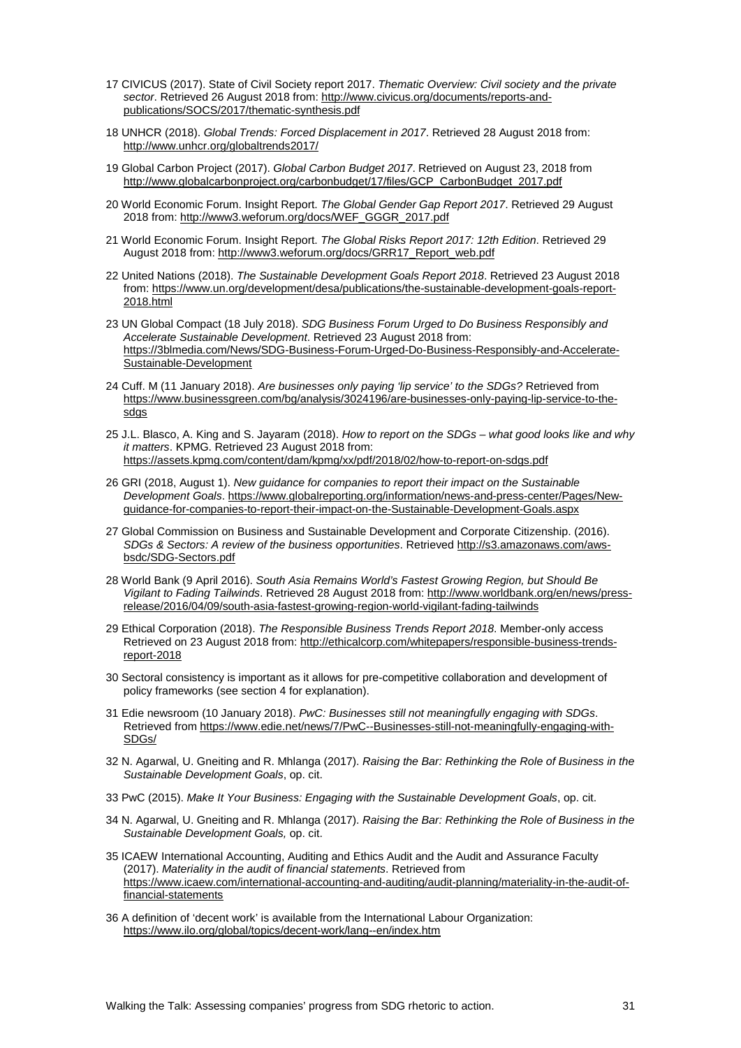17 CIVICUS (2017). State of Civil Society report 2017. *Thematic Overview: Civil society and the private sector*. Retrieved 26 August 2018 from: http://www.civicus.org/documents/reports-and-publications/SOCS/2017/thematic-synthesis.pdf

18 UNHCR (2018). *Global Trends: Forced Displacement in 2017*. Retrieved 28 August 2018 from: http://www.unhcr.org/globaltrends2017/

19 Global Carbon Project (2017). *Global Carbon Budget 2017*. Retrieved on August 23, 2018 from http://www.globalcarbonproject.org/carbonbudget/17/files/GCP_CarbonBudget_2017.pdf

20 World Economic Forum. Insight Report. *The Global Gender Gap Report 2017*. Retrieved 29 August 2018 from: http://www3.weforum.org/docs/WEF_GGGR_2017.pdf

21 World Economic Forum. Insight Report. *The Global Risks Report 2017: 12th Edition*. Retrieved 29 August 2018 from: http://www3.weforum.org/docs/GRR17_Report_web.pdf

22 United Nations (2018). *The Sustainable Development Goals Report 2018*. Retrieved 23 August 2018 from: https://www.un.org/development/desa/publications/the-sustainable-development-goals-report-2018.html

23 UN Global Compact (18 July 2018). *SDG Business Forum Urged to Do Business Responsibly and Accelerate Sustainable Development*. Retrieved 23 August 2018 from: https://3blmedia.com/News/SDG-Business-Forum-Urged-Do-Business-Responsibly-and-Accelerate-Sustainable-Development

24 Cuff. M (11 January 2018). *Are businesses only paying 'lip service' to the SDGs?* Retrieved from https://www.businessgreen.com/bg/analysis/3024196/are-businesses-only-paying-lip-service-to-the-sdgs

25 J.L. Blasco, A. King and S. Jayaram (2018). *How to report on the SDGs – what good looks like and why it matters*. KPMG. Retrieved 23 August 2018 from: https://assets.kpmg.com/content/dam/kpmg/xx/pdf/2018/02/how-to-report-on-sdgs.pdf

26 GRI (2018, August 1). *New guidance for companies to report their impact on the Sustainable Development Goals*. https://www.globalreporting.org/information/news-and-press-center/Pages/New-guidance-for-companies-to-report-their-impact-on-the-Sustainable-Development-Goals.aspx

27 Global Commission on Business and Sustainable Development and Corporate Citizenship. (2016). *SDGs & Sectors: A review of the business opportunities*. Retrieved http://s3.amazonaws.com/aws-bsdc/SDG-Sectors.pdf

28 World Bank (9 April 2016). *South Asia Remains World's Fastest Growing Region, but Should Be Vigilant to Fading Tailwinds*. Retrieved 28 August 2018 from: http://www.worldbank.org/en/news/press-release/2016/04/09/south-asia-fastest-growing-region-world-vigilant-fading-tailwinds

29 Ethical Corporation (2018). *The Responsible Business Trends Report 2018*. Member-only access Retrieved on 23 August 2018 from: http://ethicalcorp.com/whitepapers/responsible-business-trends-report-2018

30 Sectoral consistency is important as it allows for pre-competitive collaboration and development of policy frameworks (see section 4 for explanation).

31 Edie newsroom (10 January 2018). *PwC: Businesses still not meaningfully engaging with SDGs*. Retrieved from https://www.edie.net/news/7/PwC--Businesses-still-not-meaningfully-engaging-with-SDGs/

32 N. Agarwal, U. Gneiting and R. Mhlanga (2017). *Raising the Bar: Rethinking the Role of Business in the Sustainable Development Goals*, op. cit.

33 PwC (2015). *Make It Your Business: Engaging with the Sustainable Development Goals*, op. cit.

34 N. Agarwal, U. Gneiting and R. Mhlanga (2017). *Raising the Bar: Rethinking the Role of Business in the Sustainable Development Goals,* op. cit.

35 ICAEW International Accounting, Auditing and Ethics Audit and the Audit and Assurance Faculty (2017). *Materiality in the audit of financial statements*. Retrieved from https://www.icaew.com/international-accounting-and-auditing/audit-planning/materiality-in-the-audit-of-financial-statements

36 A definition of 'decent work' is available from the International Labour Organization: https://www.ilo.org/global/topics/decent-work/lang--en/index.htm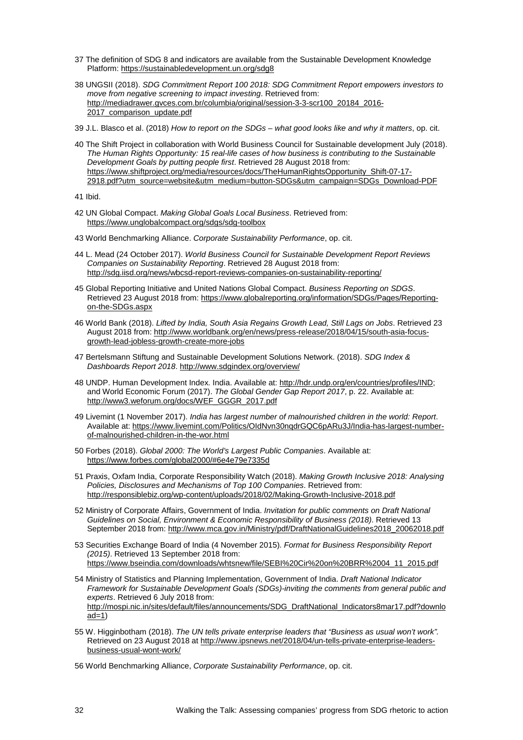37 The definition of SDG 8 and indicators are available from the Sustainable Development Knowledge Platform: https://sustainabledevelopment.un.org/sdg8

38 UNGSII (2018). *SDG Commitment Report 100 2018: SDG Commitment Report empowers investors to move from negative screening to impact investing*. Retrieved from: http://mediadrawer.gvces.com.br/columbia/original/session-3-3-scr100_20184_2016-2017_comparison_update.pdf

39 J.L. Blasco et al. (2018) *How to report on the SDGs – what good looks like and why it matters*, op. cit.

40 The Shift Project in collaboration with World Business Council for Sustainable development July (2018). *The Human Rights Opportunity: 15 real-life cases of how business is contributing to the Sustainable Development Goals by putting people first*. Retrieved 28 August 2018 from: https://www.shiftproject.org/media/resources/docs/TheHumanRightsOpportunity_Shift-07-17-2918.pdf?utm_source=website&utm_medium=button-SDGs&utm_campaign=SDGs_Download-PDF

41 Ibid.

42 UN Global Compact. *Making Global Goals Local Business*. Retrieved from: https://www.unglobalcompact.org/sdgs/sdg-toolbox

43 World Benchmarking Alliance. *Corporate Sustainability Performance*, op. cit.

44 L. Mead (24 October 2017). *World Business Council for Sustainable Development Report Reviews Companies on Sustainability Reporting*. Retrieved 28 August 2018 from: http://sdg.iisd.org/news/wbcsd-report-reviews-companies-on-sustainability-reporting/

45 Global Reporting Initiative and United Nations Global Compact. *Business Reporting on SDGS*. Retrieved 23 August 2018 from: https://www.globalreporting.org/information/SDGs/Pages/Reporting-on-the-SDGs.aspx

46 World Bank (2018). *Lifted by India, South Asia Regains Growth Lead, Still Lags on Jobs*. Retrieved 23 August 2018 from: http://www.worldbank.org/en/news/press-release/2018/04/15/south-asia-focus-growth-lead-jobless-growth-create-more-jobs

47 Bertelsmann Stiftung and Sustainable Development Solutions Network. (2018). *SDG Index & Dashboards Report 2018*. http://www.sdgindex.org/overview/

48 UNDP. Human Development Index. India. Available at: http://hdr.undp.org/en/countries/profiles/IND; and World Economic Forum (2017). *The Global Gender Gap Report 2017*, p. 22. Available at: http://www3.weforum.org/docs/WEF_GGGR_2017.pdf

49 Livemint (1 November 2017). *India has largest number of malnourished children in the world: Report*. Available at: https://www.livemint.com/Politics/OIdNvn30nqdrGQC6pARu3J/India-has-largest-number-of-malnourished-children-in-the-wor.html

50 Forbes (2018). *Global 2000: The World's Largest Public Companies*. Available at: https://www.forbes.com/global2000/#6e4e79e7335d

51 Praxis, Oxfam India, Corporate Responsibility Watch (2018). *Making Growth Inclusive 2018: Analysing Policies, Disclosures and Mechanisms of Top 100 Companies*. Retrieved from: http://responsiblebiz.org/wp-content/uploads/2018/02/Making-Growth-Inclusive-2018.pdf

52 Ministry of Corporate Affairs, Government of India. *Invitation for public comments on Draft National Guidelines on Social, Environment & Economic Responsibility of Business (2018)*. Retrieved 13 September 2018 from: http://www.mca.gov.in/Ministry/pdf/DraftNationalGuidelines2018_20062018.pdf

53 Securities Exchange Board of India (4 November 2015). *Format for Business Responsibility Report (2015)*. Retrieved 13 September 2018 from: https://www.bseindia.com/downloads/whtsnew/file/SEBI%20Cir%20on%20BRR%2004_11_2015.pdf

54 Ministry of Statistics and Planning Implementation, Government of India. *Draft National Indicator Framework for Sustainable Development Goals (SDGs)-inviting the comments from general public and experts*. Retrieved 6 July 2018 from: http://mospi.nic.in/sites/default/files/announcements/SDG_DraftNational_Indicators8mar17.pdf?download=1)

55 W. Higginbotham (2018). *The UN tells private enterprise leaders that "Business as usual won't work"*. Retrieved on 23 August 2018 at http://www.ipsnews.net/2018/04/un-tells-private-enterprise-leaders-business-usual-wont-work/

56 World Benchmarking Alliance, *Corporate Sustainability Performance*, op. cit.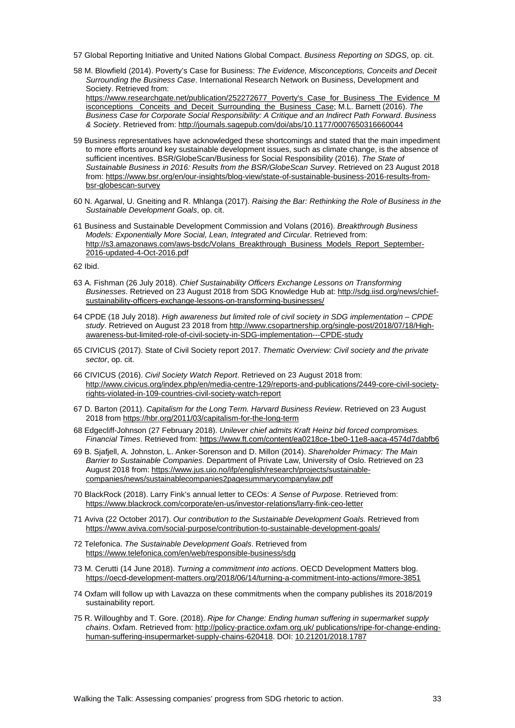57 Global Reporting Initiative and United Nations Global Compact. *Business Reporting on SDGS*, op. cit.

58 M. Blowfield (2014). Poverty's Case for Business: *The Evidence, Misconceptions, Conceits and Deceit Surrounding the Business Case*. International Research Network on Business, Development and Society. Retrieved from: https://www.researchgate.net/publication/252272677_Poverty's_Case_for_Business_The_Evidence_Misconceptions__Conceits_and_Deceit_Surrounding_the_Business_Case; M.L. Barnett (2016). *The Business Case for Corporate Social Responsibility: A Critique and an Indirect Path Forward*. *Business & Society*. Retrieved from: http://journals.sagepub.com/doi/abs/10.1177/0007650316660044

59 Business representatives have acknowledged these shortcomings and stated that the main impediment to more efforts around key sustainable development issues, such as climate change, is the absence of sufficient incentives. BSR/GlobeScan/Business for Social Responsibility (2016). *The State of Sustainable Business in 2016: Results from the BSR/GlobeScan Survey*. Retrieved on 23 August 2018 from: https://www.bsr.org/en/our-insights/blog-view/state-of-sustainable-business-2016-results-from-bsr-globescan-survey

60 N. Agarwal, U. Gneiting and R. Mhlanga (2017). *Raising the Bar: Rethinking the Role of Business in the Sustainable Development Goals*, op. cit.

61 Business and Sustainable Development Commission and Volans (2016). *Breakthrough Business Models: Exponentially More Social, Lean, Integrated and Circular*. Retrieved from: http://s3.amazonaws.com/aws-bsdc/Volans_Breakthrough_Business_Models_Report_September-2016-updated-4-Oct-2016.pdf

62 Ibid.

63 A. Fishman (26 July 2018). *Chief Sustainability Officers Exchange Lessons on Transforming Businesses*. Retrieved on 23 August 2018 from SDG Knowledge Hub at: http://sdg.iisd.org/news/chief-sustainability-officers-exchange-lessons-on-transforming-businesses/

64 CPDE (18 July 2018). *High awareness but limited role of civil society in SDG implementation – CPDE study*. Retrieved on August 23 2018 from http://www.csopartnership.org/single-post/2018/07/18/High-awareness-but-limited-role-of-civil-society-in-SDG-implementation---CPDE-study

65 CIVICUS (2017). State of Civil Society report 2017. *Thematic Overview: Civil society and the private sector*, op. cit.

66 CIVICUS (2016). *Civil Society Watch Report*. Retrieved on 23 August 2018 from: http://www.civicus.org/index.php/en/media-centre-129/reports-and-publications/2449-core-civil-society-rights-violated-in-109-countries-civil-society-watch-report

67 D. Barton (2011). *Capitalism for the Long Term. Harvard Business Review*. Retrieved on 23 August 2018 from https://hbr.org/2011/03/capitalism-for-the-long-term

68 Edgecliff-Johnson (27 February 2018). *Unilever chief admits Kraft Heinz bid forced compromises. Financial Times*. Retrieved from: https://www.ft.com/content/ea0218ce-1be0-11e8-aaca-4574d7dabfb6

69 B. Sjafjell, A. Johnston, L. Anker-Sorenson and D. Millon (2014). *Shareholder Primacy: The Main Barrier to Sustainable Companies*. Department of Private Law, University of Oslo. Retrieved on 23 August 2018 from: https://www.jus.uio.no/ifp/english/research/projects/sustainable-companies/news/sustainablecompanies2pagesummarycompanylaw.pdf

70 BlackRock (2018). Larry Fink's annual letter to CEOs: *A Sense of Purpose*. Retrieved from: https://www.blackrock.com/corporate/en-us/investor-relations/larry-fink-ceo-letter

71 Aviva (22 October 2017). *Our contribution to the Sustainable Development Goals*. Retrieved from https://www.aviva.com/social-purpose/contribution-to-sustainable-development-goals/

72 Telefonica. *The Sustainable Development Goals*. Retrieved from https://www.telefonica.com/en/web/responsible-business/sdg

73 M. Cerutti (14 June 2018). *Turning a commitment into actions*. OECD Development Matters blog. https://oecd-development-matters.org/2018/06/14/turning-a-commitment-into-actions/#more-3851

74 Oxfam will follow up with Lavazza on these commitments when the company publishes its 2018/2019 sustainability report.

75 R. Willoughby and T. Gore. (2018). *Ripe for Change: Ending human suffering in supermarket supply chains*. Oxfam. Retrieved from: http://policy-practice.oxfam.org.uk/ publications/ripe-for-change-ending-human-suffering-insupermarket-supply-chains-620418. DOI: 10.21201/2018.1787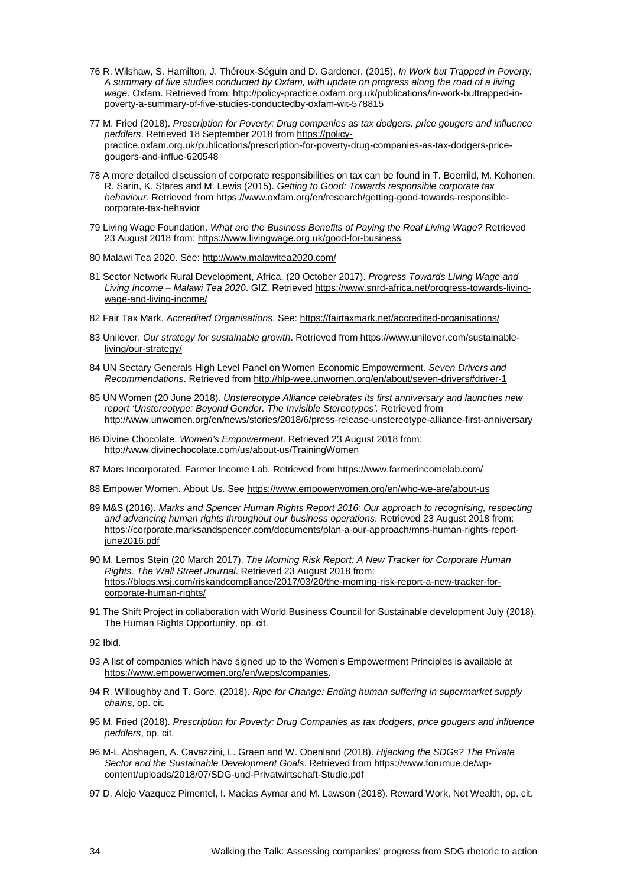76 R. Wilshaw, S. Hamilton, J. Théroux-Séguin and D. Gardener. (2015). *In Work but Trapped in Poverty: A summary of five studies conducted by Oxfam, with update on progress along the road of a living wage*. Oxfam. Retrieved from: http://policy-practice.oxfam.org.uk/publications/in-work-buttrapped-in-poverty-a-summary-of-five-studies-conductedby-oxfam-wit-578815

77 M. Fried (2018). *Prescription for Poverty: Drug companies as tax dodgers, price gougers and influence peddlers*. Retrieved 18 September 2018 from https://policy-practice.oxfam.org.uk/publications/prescription-for-poverty-drug-companies-as-tax-dodgers-price-gougers-and-influe-620548

78 A more detailed discussion of corporate responsibilities on tax can be found in T. Boerrild, M. Kohonen, R. Sarin, K. Stares and M. Lewis (2015). *Getting to Good: Towards responsible corporate tax behaviour.* Retrieved from https://www.oxfam.org/en/research/getting-good-towards-responsible-corporate-tax-behavior

79 Living Wage Foundation. *What are the Business Benefits of Paying the Real Living Wage?* Retrieved 23 August 2018 from: https://www.livingwage.org.uk/good-for-business

80 Malawi Tea 2020. See: http://www.malawitea2020.com/

81 Sector Network Rural Development, Africa. (20 October 2017). *Progress Towards Living Wage and Living Income – Malawi Tea 2020*. GIZ. Retrieved https://www.snrd-africa.net/progress-towards-living-wage-and-living-income/

82 Fair Tax Mark. *Accredited Organisations*. See: https://fairtaxmark.net/accredited-organisations/

83 Unilever. *Our strategy for sustainable growth*. Retrieved from https://www.unilever.com/sustainable-living/our-strategy/

84 UN Sectary Generals High Level Panel on Women Economic Empowerment. *Seven Drivers and Recommendations*. Retrieved from http://hlp-wee.unwomen.org/en/about/seven-drivers#driver-1

85 UN Women (20 June 2018). *Unstereotype Alliance celebrates its first anniversary and launches new report 'Unstereotype: Beyond Gender. The Invisible Stereotypes'.* Retrieved from http://www.unwomen.org/en/news/stories/2018/6/press-release-unstereotype-alliance-first-anniversary

86 Divine Chocolate. *Women's Empowerment*. Retrieved 23 August 2018 from: http://www.divinechocolate.com/us/about-us/TrainingWomen

87 Mars Incorporated. Farmer Income Lab. Retrieved from https://www.farmerincomelab.com/

88 Empower Women. About Us. See https://www.empowerwomen.org/en/who-we-are/about-us

89 M&S (2016). *Marks and Spencer Human Rights Report 2016: Our approach to recognising, respecting and advancing human rights throughout our business operations*. Retrieved 23 August 2018 from: https://corporate.marksandspencer.com/documents/plan-a-our-approach/mns-human-rights-report-june2016.pdf

90 M. Lemos Stein (20 March 2017). *The Morning Risk Report: A New Tracker for Corporate Human Rights. The Wall Street Journal*. Retrieved 23 August 2018 from: https://blogs.wsj.com/riskandcompliance/2017/03/20/the-morning-risk-report-a-new-tracker-for-corporate-human-rights/

91 The Shift Project in collaboration with World Business Council for Sustainable development July (2018). The Human Rights Opportunity, op. cit.

92 Ibid.

93 A list of companies which have signed up to the Women's Empowerment Principles is available at https://www.empowerwomen.org/en/weps/companies.

94 R. Willoughby and T. Gore. (2018). *Ripe for Change: Ending human suffering in supermarket supply chains*, op. cit.

95 M. Fried (2018). *Prescription for Poverty: Drug Companies as tax dodgers, price gougers and influence peddlers*, op. cit.

96 M-L Abshagen, A. Cavazzini, L. Graen and W. Obenland (2018). *Hijacking the SDGs? The Private Sector and the Sustainable Development Goals*. Retrieved from https://www.forumue.de/wp-content/uploads/2018/07/SDG-und-Privatwirtschaft-Studie.pdf

97 D. Alejo Vazquez Pimentel, I. Macias Aymar and M. Lawson (2018). Reward Work, Not Wealth, op. cit.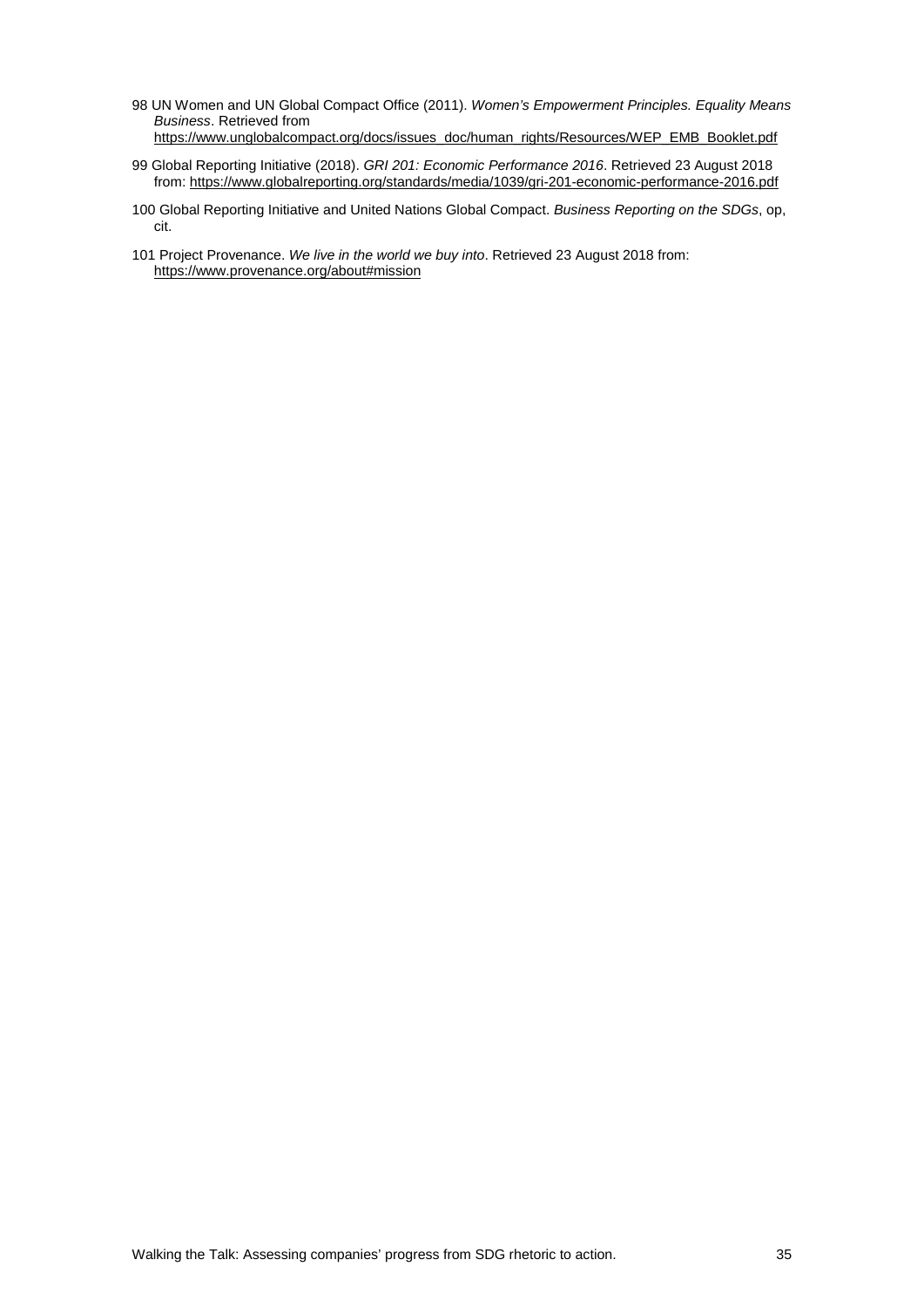98 UN Women and UN Global Compact Office (2011). *Women's Empowerment Principles. Equality Means Business*. Retrieved from https://www.unglobalcompact.org/docs/issues_doc/human_rights/Resources/WEP_EMB_Booklet.pdf

99 Global Reporting Initiative (2018). *GRI 201: Economic Performance 2016*. Retrieved 23 August 2018 from: https://www.globalreporting.org/standards/media/1039/gri-201-economic-performance-2016.pdf

100 Global Reporting Initiative and United Nations Global Compact. *Business Reporting on the SDGs*, op, cit.

101 Project Provenance. *We live in the world we buy into*. Retrieved 23 August 2018 from: https://www.provenance.org/about#mission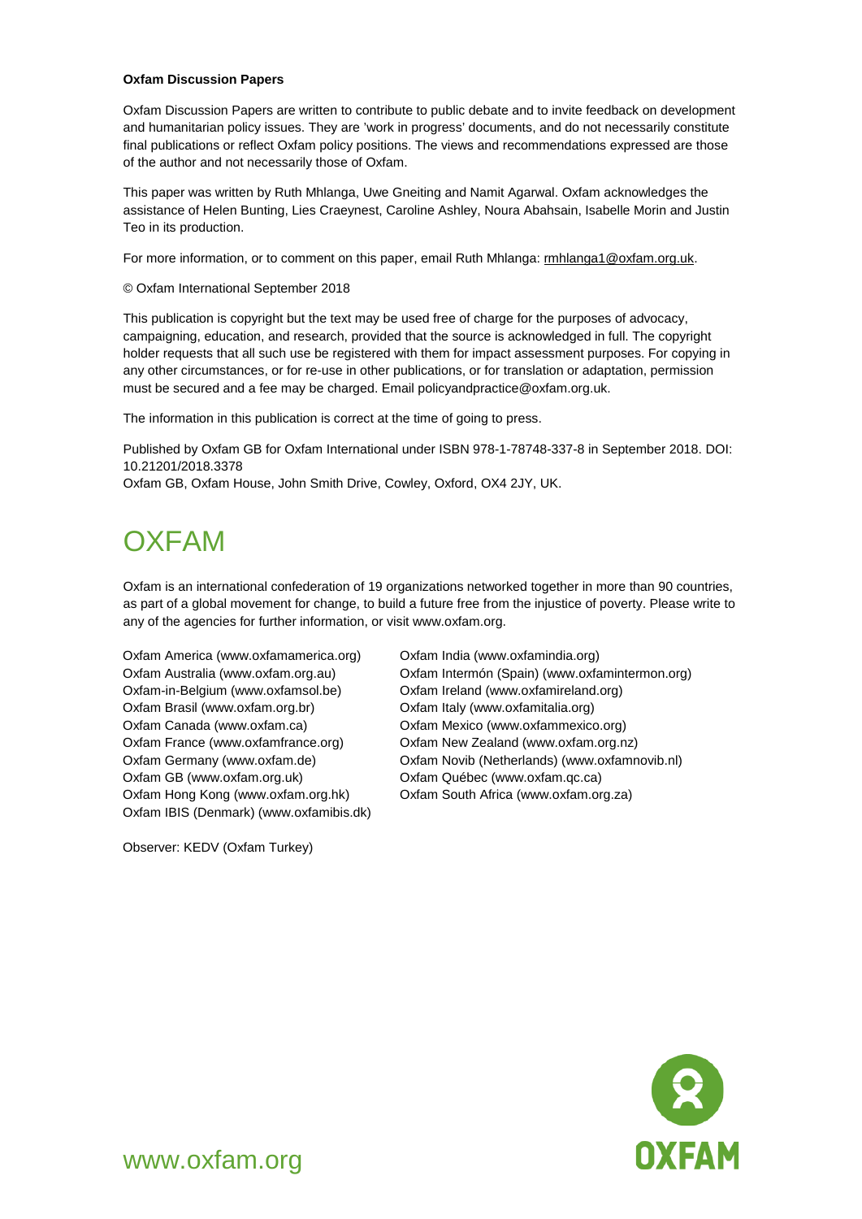**Oxfam Discussion Papers**

Oxfam Discussion Papers are written to contribute to public debate and to invite feedback on development and humanitarian policy issues. They are 'work in progress' documents, and do not necessarily constitute final publications or reflect Oxfam policy positions. The views and recommendations expressed are those of the author and not necessarily those of Oxfam.

This paper was written by Ruth Mhlanga, Uwe Gneiting and Namit Agarwal. Oxfam acknowledges the assistance of Helen Bunting, Lies Craeynest, Caroline Ashley, Noura Abahsain, Isabelle Morin and Justin Teo in its production.

For more information, or to comment on this paper, email Ruth Mhlanga: rmhlanga1@oxfam.org.uk.

© Oxfam International September 2018

This publication is copyright but the text may be used free of charge for the purposes of advocacy, campaigning, education, and research, provided that the source is acknowledged in full. The copyright holder requests that all such use be registered with them for impact assessment purposes. For copying in any other circumstances, or for re-use in other publications, or for translation or adaptation, permission must be secured and a fee may be charged. Email policyandpractice@oxfam.org.uk.

The information in this publication is correct at the time of going to press.

Published by Oxfam GB for Oxfam International under ISBN 978-1-78748-337-8 in September 2018. DOI: 10.21201/2018.3378
Oxfam GB, Oxfam House, John Smith Drive, Cowley, Oxford, OX4 2JY, UK.

# OXFAM

Oxfam is an international confederation of 19 organizations networked together in more than 90 countries, as part of a global movement for change, to build a future free from the injustice of poverty. Please write to any of the agencies for further information, or visit www.oxfam.org.

Oxfam America (www.oxfamamerica.org)
Oxfam Australia (www.oxfam.org.au)
Oxfam-in-Belgium (www.oxfamsol.be)
Oxfam Brasil (www.oxfam.org.br)
Oxfam Canada (www.oxfam.ca)
Oxfam France (www.oxfamfrance.org)
Oxfam Germany (www.oxfam.de)
Oxfam GB (www.oxfam.org.uk)
Oxfam Hong Kong (www.oxfam.org.hk)
Oxfam IBIS (Denmark) (www.oxfamibis.dk)
Oxfam India (www.oxfamindia.org)
Oxfam Intermón (Spain) (www.oxfamintermon.org)
Oxfam Ireland (www.oxfamireland.org)
Oxfam Italy (www.oxfamitalia.org)
Oxfam Mexico (www.oxfammexico.org)
Oxfam New Zealand (www.oxfam.org.nz)
Oxfam Novib (Netherlands) (www.oxfamnovib.nl)
Oxfam Québec (www.oxfam.qc.ca)
Oxfam South Africa (www.oxfam.org.za)

Observer: KEDV (Oxfam Turkey)

www.oxfam.org

OXFAM